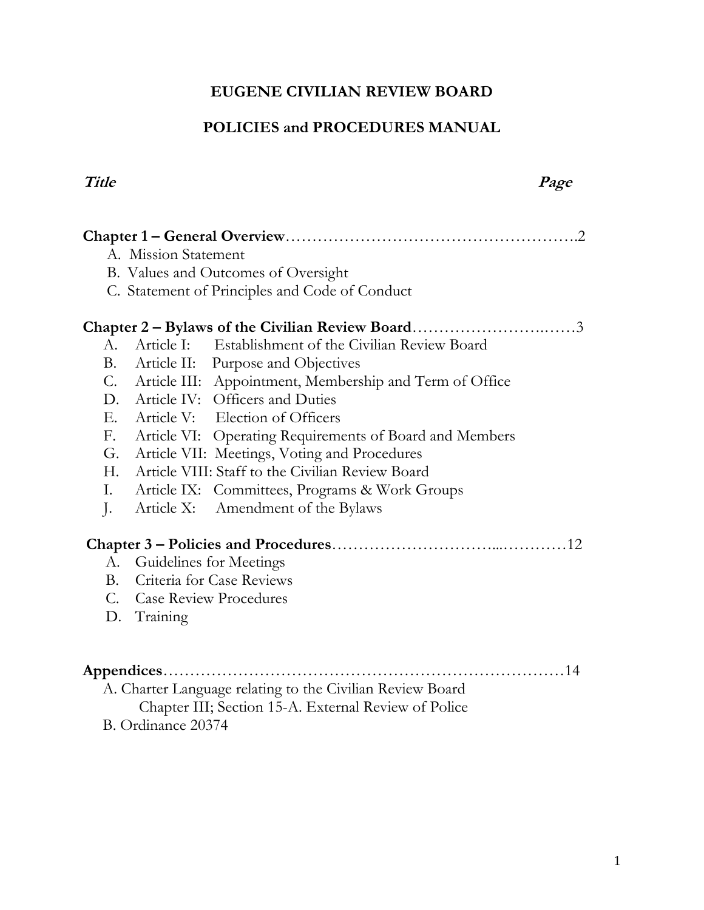# EUGENE CIVILIAN REVIEW BOARD

## POLICIES and PROCEDURES MANUAL

| ***Title*** | ***Page*** |
|---|---|
| **Chapter 1 – General Overview** | 2 |
| A. Mission Statement | |
| B. Values and Outcomes of Oversight | |
| C. Statement of Principles and Code of Conduct | |
| **Chapter 2 – Bylaws of the Civilian Review Board** | 3 |
| A. Article I: Establishment of the Civilian Review Board | |
| B. Article II: Purpose and Objectives | |
| C. Article III: Appointment, Membership and Term of Office | |
| D. Article IV: Officers and Duties | |
| E. Article V: Election of Officers | |
| F. Article VI: Operating Requirements of Board and Members | |
| G. Article VII: Meetings, Voting and Procedures | |
| H. Article VIII: Staff to the Civilian Review Board | |
| I. Article IX: Committees, Programs & Work Groups | |
| J. Article X: Amendment of the Bylaws | |
| **Chapter 3 – Policies and Procedures** | 12 |
| A. Guidelines for Meetings | |
| B. Criteria for Case Reviews | |
| C. Case Review Procedures | |
| D. Training | |
| **Appendices** | 14 |
| A. Charter Language relating to the Civilian Review Board Chapter III; Section 15-A. External Review of Police | |
| B. Ordinance 20374 | |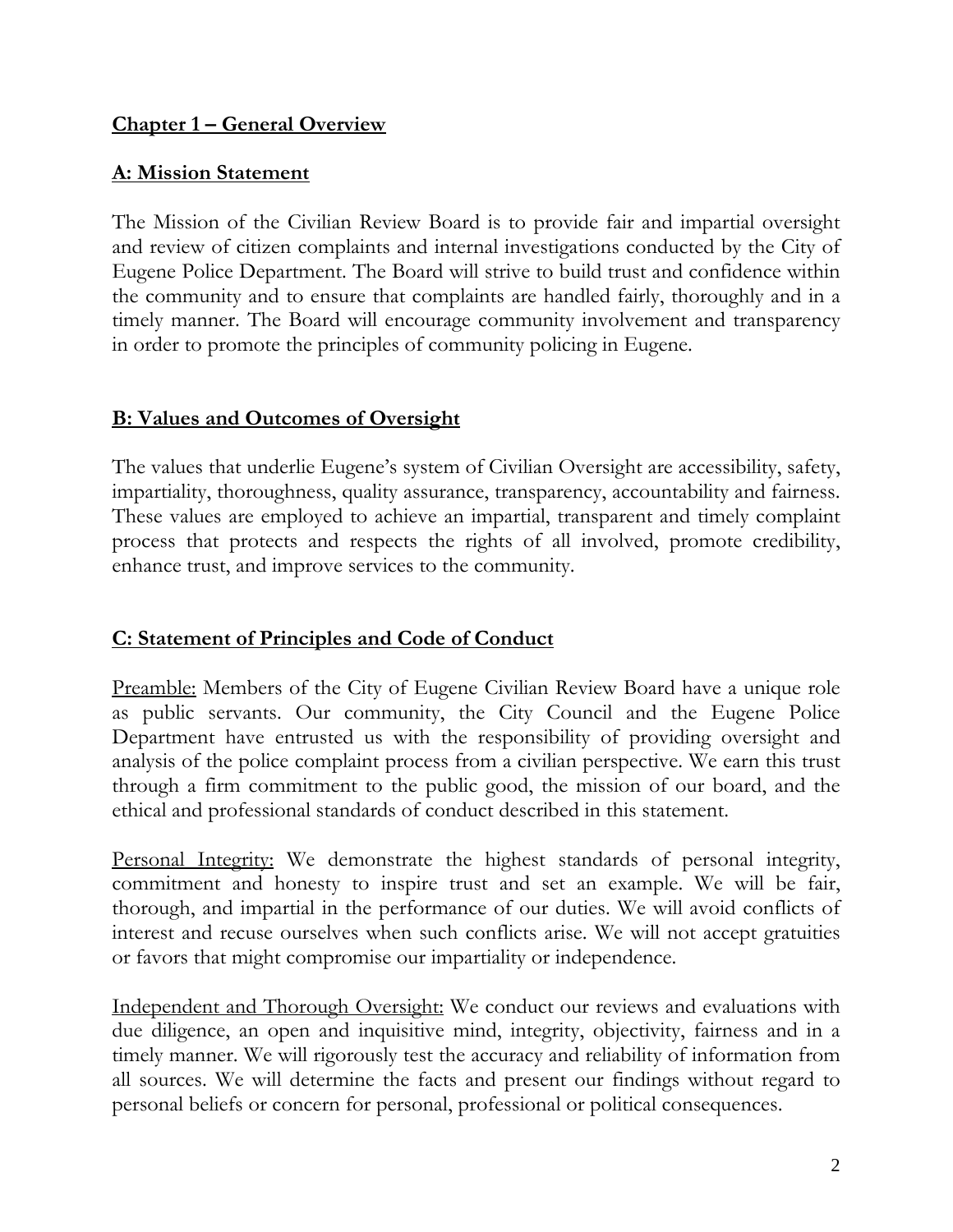## Chapter 1 – General Overview

### A: Mission Statement

The Mission of the Civilian Review Board is to provide fair and impartial oversight and review of citizen complaints and internal investigations conducted by the City of Eugene Police Department. The Board will strive to build trust and confidence within the community and to ensure that complaints are handled fairly, thoroughly and in a timely manner. The Board will encourage community involvement and transparency in order to promote the principles of community policing in Eugene.

### B: Values and Outcomes of Oversight

The values that underlie Eugene's system of Civilian Oversight are accessibility, safety, impartiality, thoroughness, quality assurance, transparency, accountability and fairness. These values are employed to achieve an impartial, transparent and timely complaint process that protects and respects the rights of all involved, promote credibility, enhance trust, and improve services to the community.

### C: Statement of Principles and Code of Conduct

Preamble: Members of the City of Eugene Civilian Review Board have a unique role as public servants. Our community, the City Council and the Eugene Police Department have entrusted us with the responsibility of providing oversight and analysis of the police complaint process from a civilian perspective. We earn this trust through a firm commitment to the public good, the mission of our board, and the ethical and professional standards of conduct described in this statement.

Personal Integrity: We demonstrate the highest standards of personal integrity, commitment and honesty to inspire trust and set an example. We will be fair, thorough, and impartial in the performance of our duties. We will avoid conflicts of interest and recuse ourselves when such conflicts arise. We will not accept gratuities or favors that might compromise our impartiality or independence.

Independent and Thorough Oversight: We conduct our reviews and evaluations with due diligence, an open and inquisitive mind, integrity, objectivity, fairness and in a timely manner. We will rigorously test the accuracy and reliability of information from all sources. We will determine the facts and present our findings without regard to personal beliefs or concern for personal, professional or political consequences.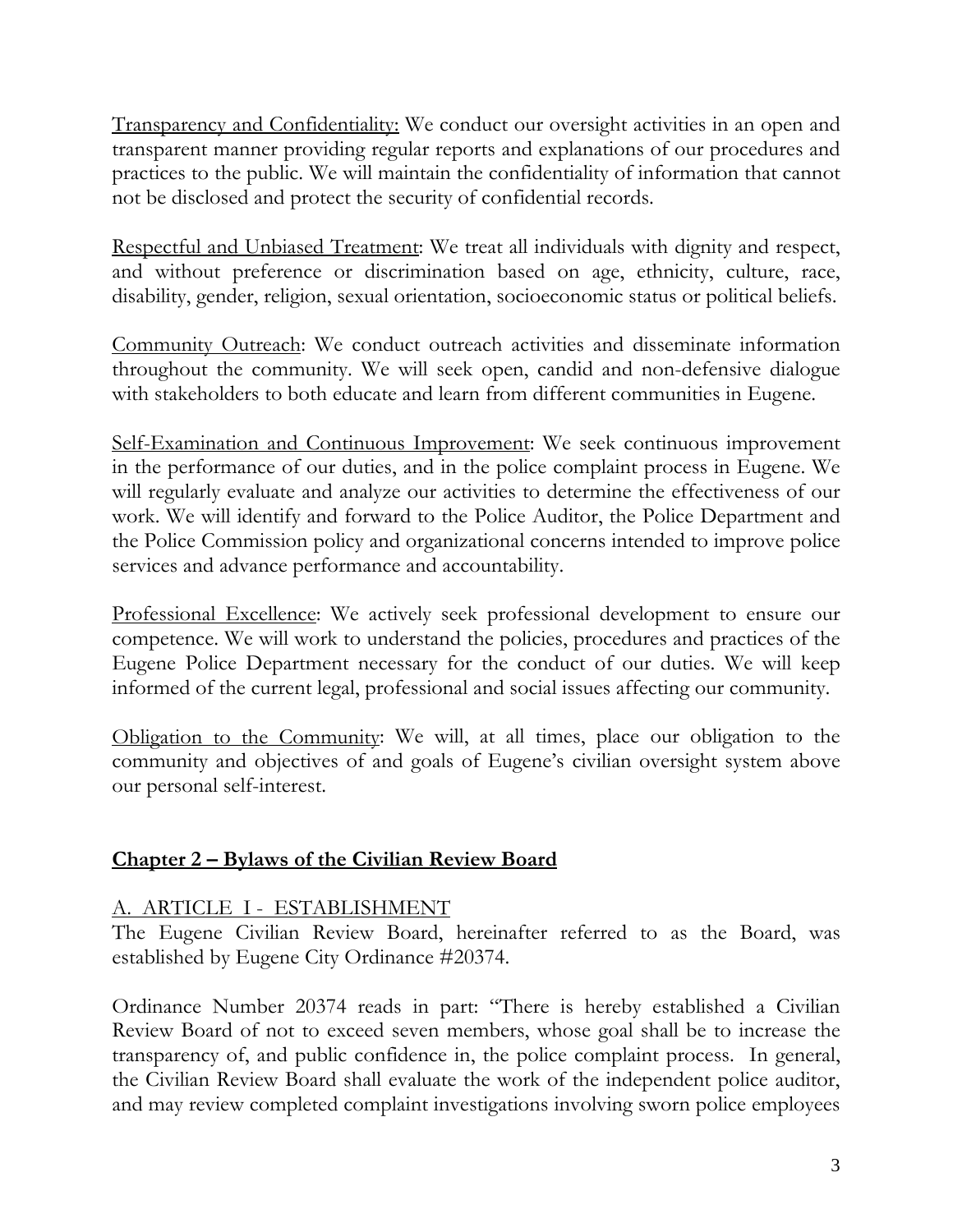Transparency and Confidentiality: We conduct our oversight activities in an open and transparent manner providing regular reports and explanations of our procedures and practices to the public. We will maintain the confidentiality of information that cannot not be disclosed and protect the security of confidential records.

Respectful and Unbiased Treatment: We treat all individuals with dignity and respect, and without preference or discrimination based on age, ethnicity, culture, race, disability, gender, religion, sexual orientation, socioeconomic status or political beliefs.

Community Outreach: We conduct outreach activities and disseminate information throughout the community. We will seek open, candid and non-defensive dialogue with stakeholders to both educate and learn from different communities in Eugene.

Self-Examination and Continuous Improvement: We seek continuous improvement in the performance of our duties, and in the police complaint process in Eugene. We will regularly evaluate and analyze our activities to determine the effectiveness of our work. We will identify and forward to the Police Auditor, the Police Department and the Police Commission policy and organizational concerns intended to improve police services and advance performance and accountability.

Professional Excellence: We actively seek professional development to ensure our competence. We will work to understand the policies, procedures and practices of the Eugene Police Department necessary for the conduct of our duties. We will keep informed of the current legal, professional and social issues affecting our community.

Obligation to the Community: We will, at all times, place our obligation to the community and objectives of and goals of Eugene's civilian oversight system above our personal self-interest.

## Chapter 2 – Bylaws of the Civilian Review Board

### A. ARTICLE I - ESTABLISHMENT

The Eugene Civilian Review Board, hereinafter referred to as the Board, was established by Eugene City Ordinance #20374.

Ordinance Number 20374 reads in part: "There is hereby established a Civilian Review Board of not to exceed seven members, whose goal shall be to increase the transparency of, and public confidence in, the police complaint process. In general, the Civilian Review Board shall evaluate the work of the independent police auditor, and may review completed complaint investigations involving sworn police employees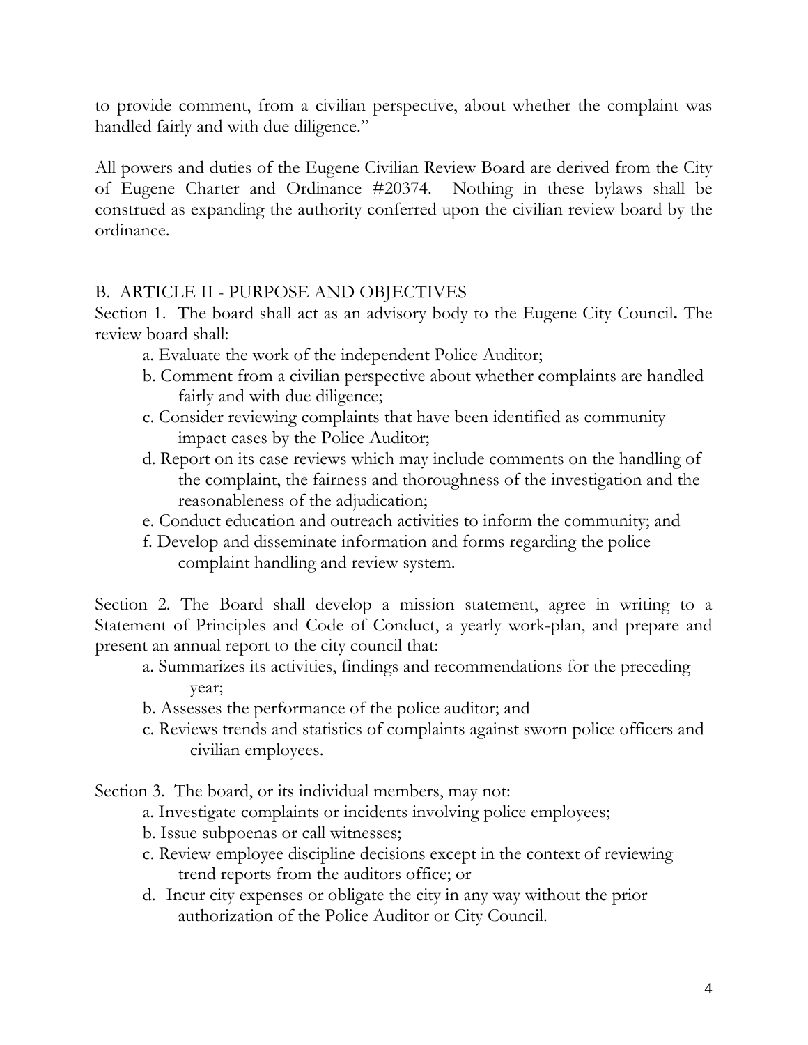to provide comment, from a civilian perspective, about whether the complaint was handled fairly and with due diligence."

All powers and duties of the Eugene Civilian Review Board are derived from the City of Eugene Charter and Ordinance #20374. Nothing in these bylaws shall be construed as expanding the authority conferred upon the civilian review board by the ordinance.

## B. ARTICLE II - PURPOSE AND OBJECTIVES

Section 1. The board shall act as an advisory body to the Eugene City Council**.** The review board shall:

- a. Evaluate the work of the independent Police Auditor;
- b. Comment from a civilian perspective about whether complaints are handled fairly and with due diligence;
- c. Consider reviewing complaints that have been identified as community impact cases by the Police Auditor;
- d. Report on its case reviews which may include comments on the handling of the complaint, the fairness and thoroughness of the investigation and the reasonableness of the adjudication;
- e. Conduct education and outreach activities to inform the community; and
- f. Develop and disseminate information and forms regarding the police complaint handling and review system.

Section 2. The Board shall develop a mission statement, agree in writing to a Statement of Principles and Code of Conduct, a yearly work-plan, and prepare and present an annual report to the city council that:

- a. Summarizes its activities, findings and recommendations for the preceding year;
- b. Assesses the performance of the police auditor; and
- c. Reviews trends and statistics of complaints against sworn police officers and civilian employees.

Section 3. The board, or its individual members, may not:

- a. Investigate complaints or incidents involving police employees;
- b. Issue subpoenas or call witnesses;
- c. Review employee discipline decisions except in the context of reviewing trend reports from the auditors office; or
- d. Incur city expenses or obligate the city in any way without the prior authorization of the Police Auditor or City Council.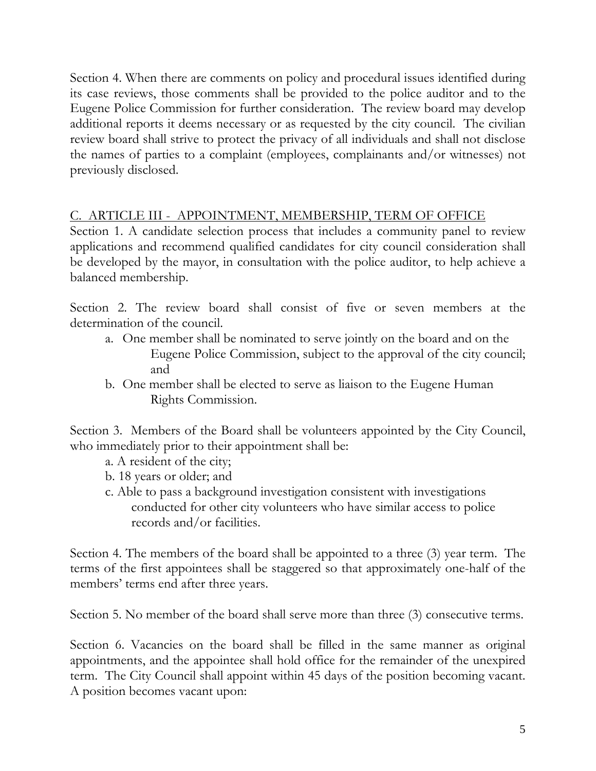Section 4. When there are comments on policy and procedural issues identified during its case reviews, those comments shall be provided to the police auditor and to the Eugene Police Commission for further consideration. The review board may develop additional reports it deems necessary or as requested by the city council. The civilian review board shall strive to protect the privacy of all individuals and shall not disclose the names of parties to a complaint (employees, complainants and/or witnesses) not previously disclosed.

## C. ARTICLE III - APPOINTMENT, MEMBERSHIP, TERM OF OFFICE

Section 1. A candidate selection process that includes a community panel to review applications and recommend qualified candidates for city council consideration shall be developed by the mayor, in consultation with the police auditor, to help achieve a balanced membership.

Section 2. The review board shall consist of five or seven members at the determination of the council.

a. One member shall be nominated to serve jointly on the board and on the Eugene Police Commission, subject to the approval of the city council; and
b. One member shall be elected to serve as liaison to the Eugene Human Rights Commission.

Section 3. Members of the Board shall be volunteers appointed by the City Council, who immediately prior to their appointment shall be:

a. A resident of the city;
b. 18 years or older; and
c. Able to pass a background investigation consistent with investigations conducted for other city volunteers who have similar access to police records and/or facilities.

Section 4. The members of the board shall be appointed to a three (3) year term. The terms of the first appointees shall be staggered so that approximately one-half of the members' terms end after three years.

Section 5. No member of the board shall serve more than three (3) consecutive terms.

Section 6. Vacancies on the board shall be filled in the same manner as original appointments, and the appointee shall hold office for the remainder of the unexpired term. The City Council shall appoint within 45 days of the position becoming vacant. A position becomes vacant upon: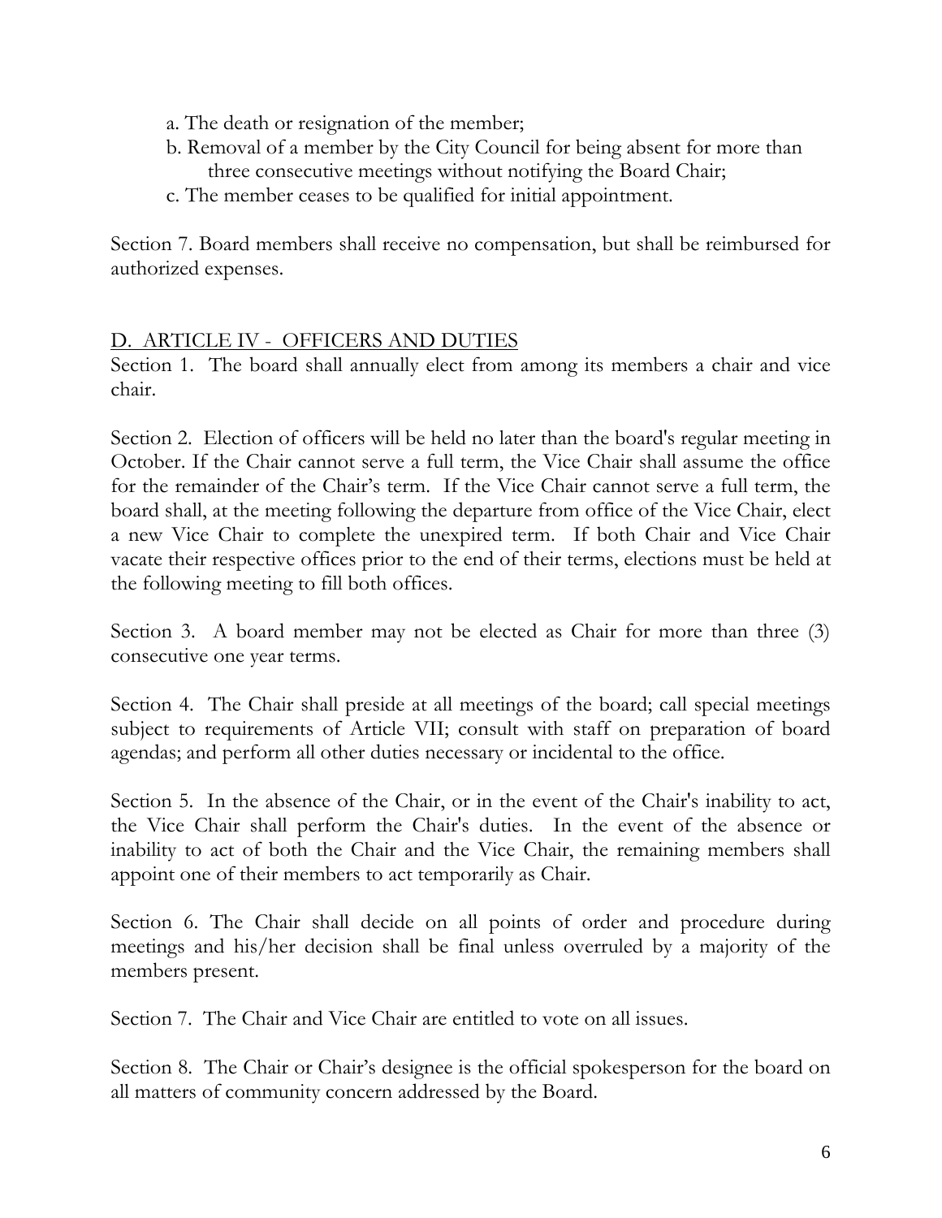a. The death or resignation of the member;

b. Removal of a member by the City Council for being absent for more than three consecutive meetings without notifying the Board Chair;

c. The member ceases to be qualified for initial appointment.

Section 7. Board members shall receive no compensation, but shall be reimbursed for authorized expenses.

## D. ARTICLE IV - OFFICERS AND DUTIES

Section 1. The board shall annually elect from among its members a chair and vice chair.

Section 2. Election of officers will be held no later than the board's regular meeting in October. If the Chair cannot serve a full term, the Vice Chair shall assume the office for the remainder of the Chair's term. If the Vice Chair cannot serve a full term, the board shall, at the meeting following the departure from office of the Vice Chair, elect a new Vice Chair to complete the unexpired term. If both Chair and Vice Chair vacate their respective offices prior to the end of their terms, elections must be held at the following meeting to fill both offices.

Section 3. A board member may not be elected as Chair for more than three (3) consecutive one year terms.

Section 4. The Chair shall preside at all meetings of the board; call special meetings subject to requirements of Article VII; consult with staff on preparation of board agendas; and perform all other duties necessary or incidental to the office.

Section 5. In the absence of the Chair, or in the event of the Chair's inability to act, the Vice Chair shall perform the Chair's duties. In the event of the absence or inability to act of both the Chair and the Vice Chair, the remaining members shall appoint one of their members to act temporarily as Chair.

Section 6. The Chair shall decide on all points of order and procedure during meetings and his/her decision shall be final unless overruled by a majority of the members present.

Section 7. The Chair and Vice Chair are entitled to vote on all issues.

Section 8. The Chair or Chair's designee is the official spokesperson for the board on all matters of community concern addressed by the Board.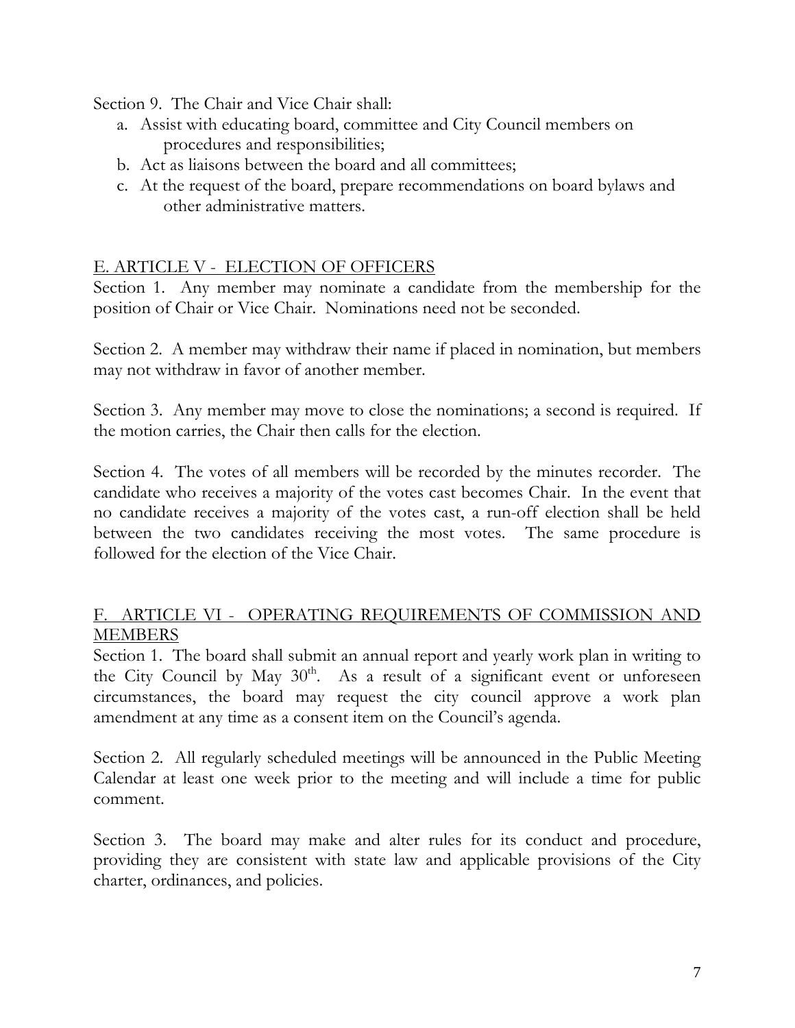Section 9. The Chair and Vice Chair shall:

a. Assist with educating board, committee and City Council members on procedures and responsibilities;
b. Act as liaisons between the board and all committees;
c. At the request of the board, prepare recommendations on board bylaws and other administrative matters.

## E. ARTICLE V - ELECTION OF OFFICERS

Section 1. Any member may nominate a candidate from the membership for the position of Chair or Vice Chair. Nominations need not be seconded.

Section 2. A member may withdraw their name if placed in nomination, but members may not withdraw in favor of another member.

Section 3. Any member may move to close the nominations; a second is required. If the motion carries, the Chair then calls for the election.

Section 4. The votes of all members will be recorded by the minutes recorder. The candidate who receives a majority of the votes cast becomes Chair. In the event that no candidate receives a majority of the votes cast, a run-off election shall be held between the two candidates receiving the most votes. The same procedure is followed for the election of the Vice Chair.

## F. ARTICLE VI - OPERATING REQUIREMENTS OF COMMISSION AND MEMBERS

Section 1. The board shall submit an annual report and yearly work plan in writing to the City Council by May 30th. As a result of a significant event or unforeseen circumstances, the board may request the city council approve a work plan amendment at any time as a consent item on the Council's agenda.

Section 2. All regularly scheduled meetings will be announced in the Public Meeting Calendar at least one week prior to the meeting and will include a time for public comment.

Section 3. The board may make and alter rules for its conduct and procedure, providing they are consistent with state law and applicable provisions of the City charter, ordinances, and policies.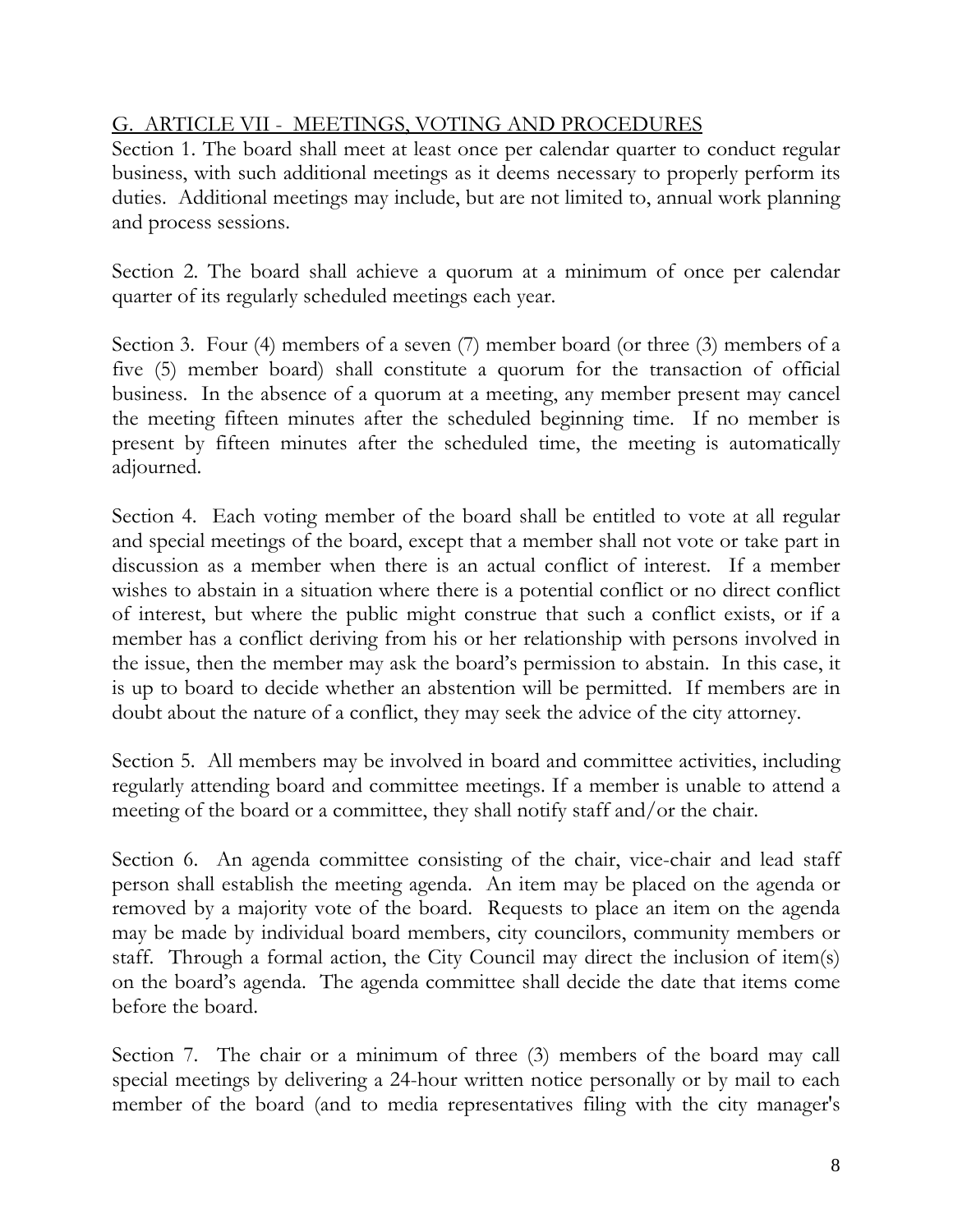## G. ARTICLE VII - MEETINGS, VOTING AND PROCEDURES

Section 1. The board shall meet at least once per calendar quarter to conduct regular business, with such additional meetings as it deems necessary to properly perform its duties. Additional meetings may include, but are not limited to, annual work planning and process sessions.

Section 2. The board shall achieve a quorum at a minimum of once per calendar quarter of its regularly scheduled meetings each year.

Section 3. Four (4) members of a seven (7) member board (or three (3) members of a five (5) member board) shall constitute a quorum for the transaction of official business. In the absence of a quorum at a meeting, any member present may cancel the meeting fifteen minutes after the scheduled beginning time. If no member is present by fifteen minutes after the scheduled time, the meeting is automatically adjourned.

Section 4. Each voting member of the board shall be entitled to vote at all regular and special meetings of the board, except that a member shall not vote or take part in discussion as a member when there is an actual conflict of interest. If a member wishes to abstain in a situation where there is a potential conflict or no direct conflict of interest, but where the public might construe that such a conflict exists, or if a member has a conflict deriving from his or her relationship with persons involved in the issue, then the member may ask the board's permission to abstain. In this case, it is up to board to decide whether an abstention will be permitted. If members are in doubt about the nature of a conflict, they may seek the advice of the city attorney.

Section 5. All members may be involved in board and committee activities, including regularly attending board and committee meetings. If a member is unable to attend a meeting of the board or a committee, they shall notify staff and/or the chair.

Section 6. An agenda committee consisting of the chair, vice-chair and lead staff person shall establish the meeting agenda. An item may be placed on the agenda or removed by a majority vote of the board. Requests to place an item on the agenda may be made by individual board members, city councilors, community members or staff. Through a formal action, the City Council may direct the inclusion of item(s) on the board's agenda. The agenda committee shall decide the date that items come before the board.

Section 7. The chair or a minimum of three (3) members of the board may call special meetings by delivering a 24-hour written notice personally or by mail to each member of the board (and to media representatives filing with the city manager's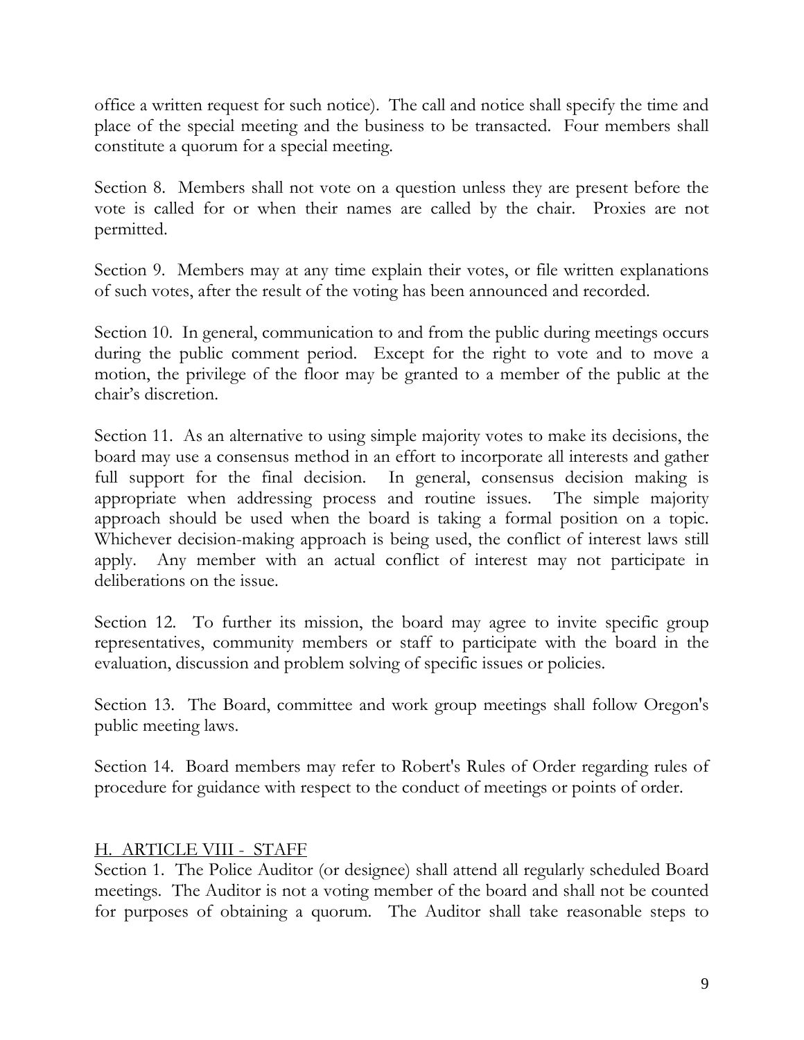office a written request for such notice). The call and notice shall specify the time and place of the special meeting and the business to be transacted. Four members shall constitute a quorum for a special meeting.

Section 8. Members shall not vote on a question unless they are present before the vote is called for or when their names are called by the chair. Proxies are not permitted.

Section 9. Members may at any time explain their votes, or file written explanations of such votes, after the result of the voting has been announced and recorded.

Section 10. In general, communication to and from the public during meetings occurs during the public comment period. Except for the right to vote and to move a motion, the privilege of the floor may be granted to a member of the public at the chair's discretion.

Section 11. As an alternative to using simple majority votes to make its decisions, the board may use a consensus method in an effort to incorporate all interests and gather full support for the final decision. In general, consensus decision making is appropriate when addressing process and routine issues. The simple majority approach should be used when the board is taking a formal position on a topic. Whichever decision-making approach is being used, the conflict of interest laws still apply. Any member with an actual conflict of interest may not participate in deliberations on the issue.

Section 12. To further its mission, the board may agree to invite specific group representatives, community members or staff to participate with the board in the evaluation, discussion and problem solving of specific issues or policies.

Section 13. The Board, committee and work group meetings shall follow Oregon's public meeting laws.

Section 14. Board members may refer to Robert's Rules of Order regarding rules of procedure for guidance with respect to the conduct of meetings or points of order.

## H. ARTICLE VIII - STAFF

Section 1. The Police Auditor (or designee) shall attend all regularly scheduled Board meetings. The Auditor is not a voting member of the board and shall not be counted for purposes of obtaining a quorum. The Auditor shall take reasonable steps to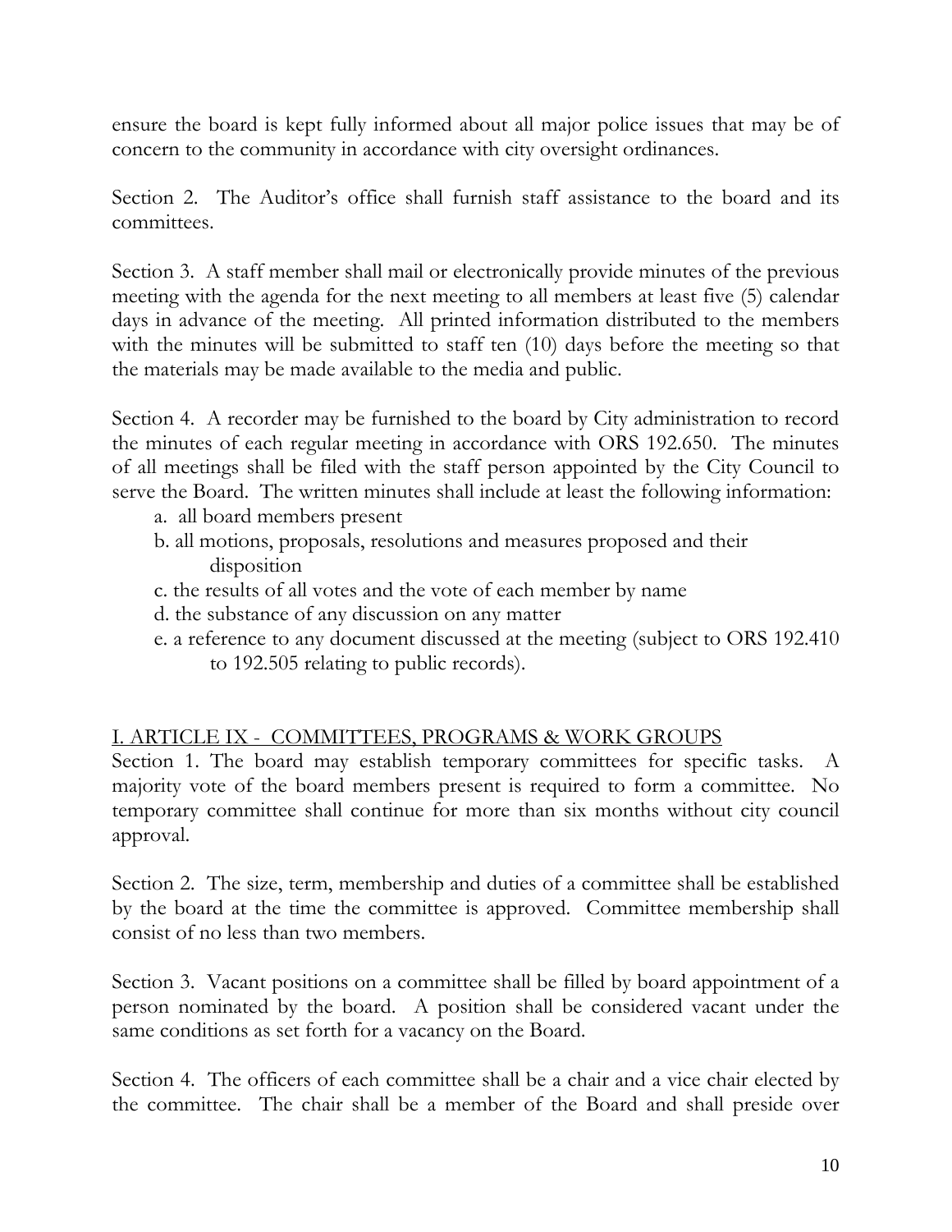ensure the board is kept fully informed about all major police issues that may be of concern to the community in accordance with city oversight ordinances.

Section 2. The Auditor's office shall furnish staff assistance to the board and its committees.

Section 3. A staff member shall mail or electronically provide minutes of the previous meeting with the agenda for the next meeting to all members at least five (5) calendar days in advance of the meeting. All printed information distributed to the members with the minutes will be submitted to staff ten (10) days before the meeting so that the materials may be made available to the media and public.

Section 4. A recorder may be furnished to the board by City administration to record the minutes of each regular meeting in accordance with ORS 192.650. The minutes of all meetings shall be filed with the staff person appointed by the City Council to serve the Board. The written minutes shall include at least the following information:

a. all board members present
b. all motions, proposals, resolutions and measures proposed and their disposition
c. the results of all votes and the vote of each member by name
d. the substance of any discussion on any matter
e. a reference to any document discussed at the meeting (subject to ORS 192.410 to 192.505 relating to public records).

## I. ARTICLE IX - COMMITTEES, PROGRAMS & WORK GROUPS

Section 1. The board may establish temporary committees for specific tasks. A majority vote of the board members present is required to form a committee. No temporary committee shall continue for more than six months without city council approval.

Section 2. The size, term, membership and duties of a committee shall be established by the board at the time the committee is approved. Committee membership shall consist of no less than two members.

Section 3. Vacant positions on a committee shall be filled by board appointment of a person nominated by the board. A position shall be considered vacant under the same conditions as set forth for a vacancy on the Board.

Section 4. The officers of each committee shall be a chair and a vice chair elected by the committee. The chair shall be a member of the Board and shall preside over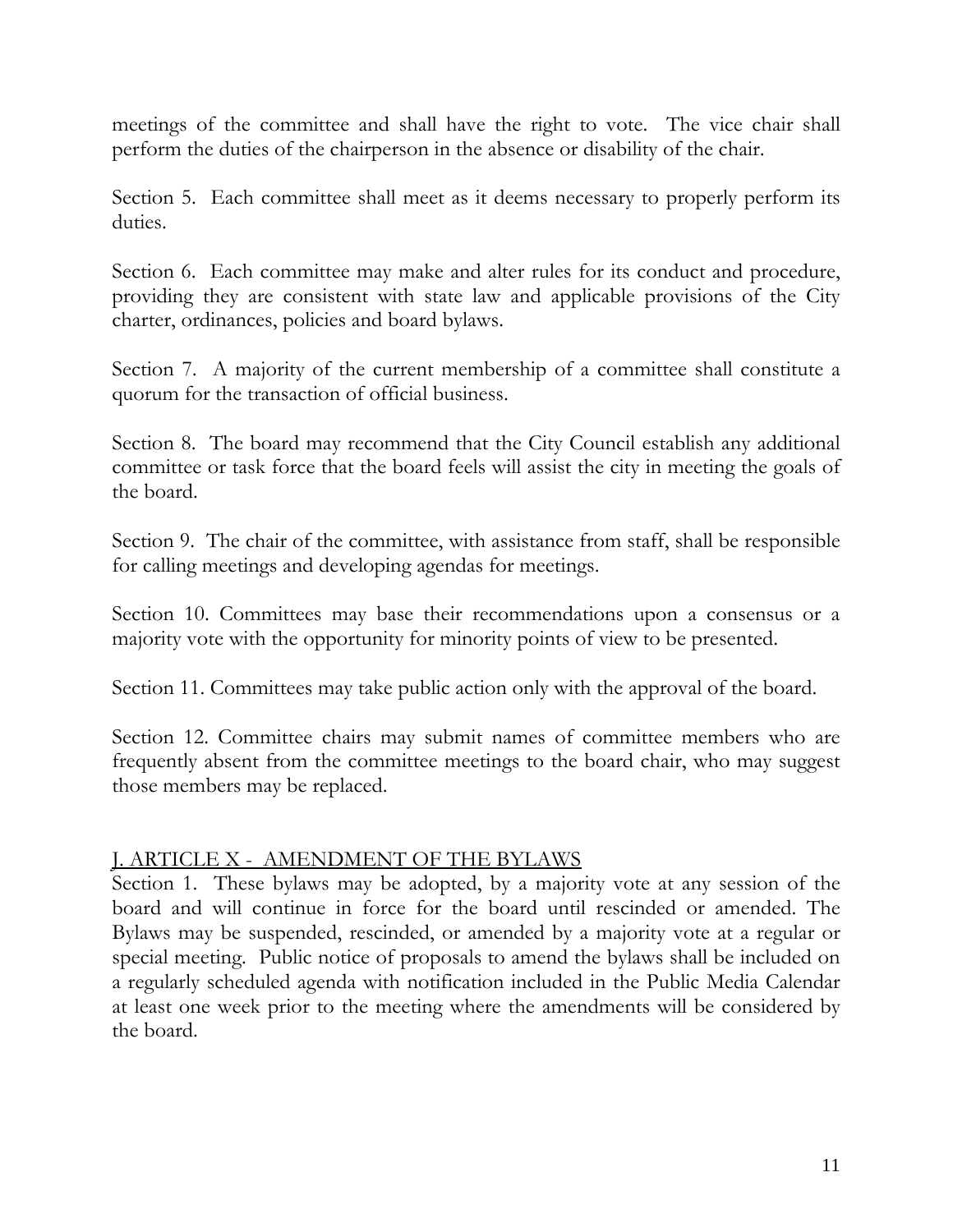meetings of the committee and shall have the right to vote. The vice chair shall perform the duties of the chairperson in the absence or disability of the chair.

Section 5. Each committee shall meet as it deems necessary to properly perform its duties.

Section 6. Each committee may make and alter rules for its conduct and procedure, providing they are consistent with state law and applicable provisions of the City charter, ordinances, policies and board bylaws.

Section 7. A majority of the current membership of a committee shall constitute a quorum for the transaction of official business.

Section 8. The board may recommend that the City Council establish any additional committee or task force that the board feels will assist the city in meeting the goals of the board.

Section 9. The chair of the committee, with assistance from staff, shall be responsible for calling meetings and developing agendas for meetings.

Section 10. Committees may base their recommendations upon a consensus or a majority vote with the opportunity for minority points of view to be presented.

Section 11. Committees may take public action only with the approval of the board.

Section 12. Committee chairs may submit names of committee members who are frequently absent from the committee meetings to the board chair, who may suggest those members may be replaced.

## J. ARTICLE X - AMENDMENT OF THE BYLAWS

Section 1. These bylaws may be adopted, by a majority vote at any session of the board and will continue in force for the board until rescinded or amended. The Bylaws may be suspended, rescinded, or amended by a majority vote at a regular or special meeting. Public notice of proposals to amend the bylaws shall be included on a regularly scheduled agenda with notification included in the Public Media Calendar at least one week prior to the meeting where the amendments will be considered by the board.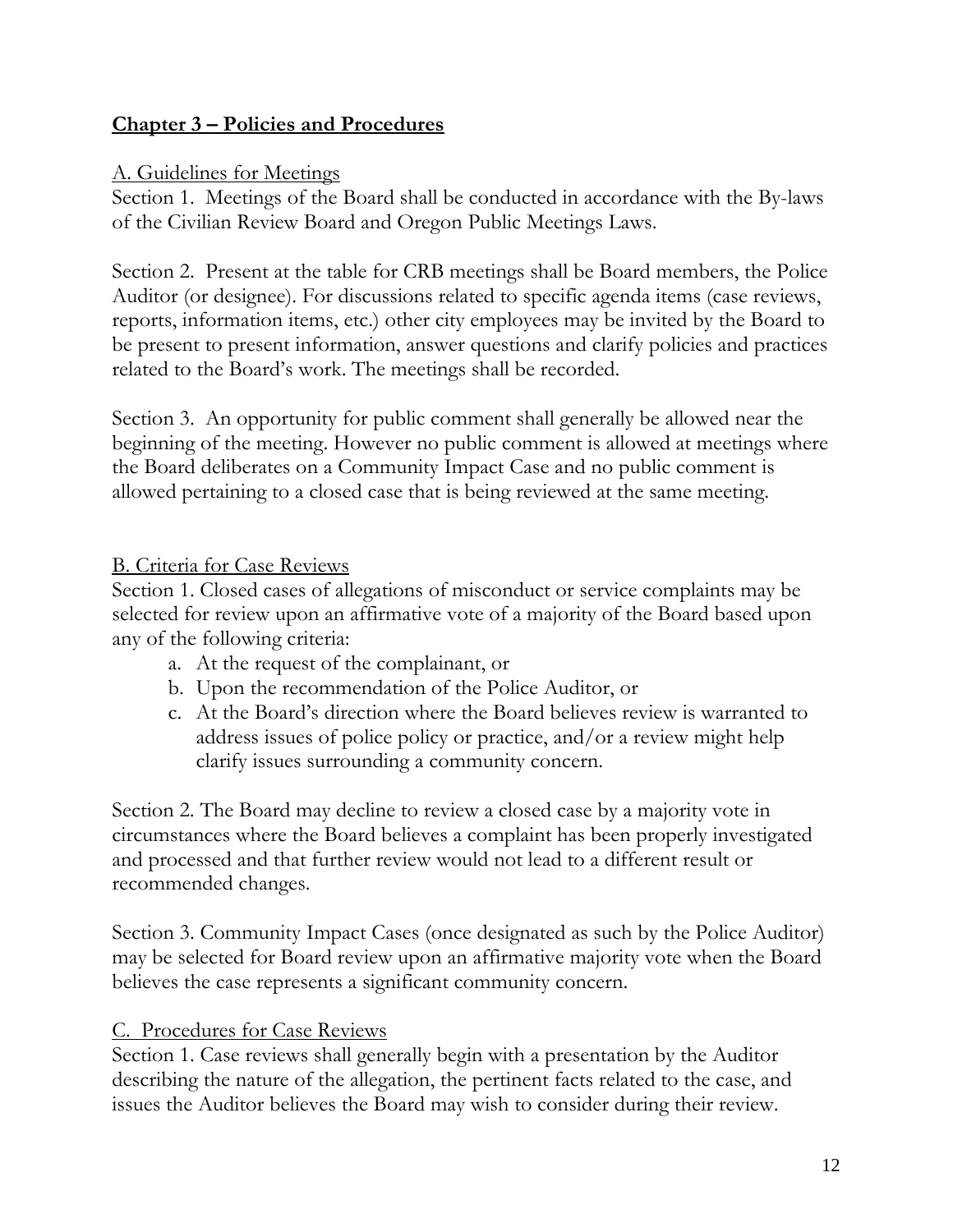## Chapter 3 – Policies and Procedures

### A. Guidelines for Meetings

Section 1. Meetings of the Board shall be conducted in accordance with the By-laws of the Civilian Review Board and Oregon Public Meetings Laws.

Section 2. Present at the table for CRB meetings shall be Board members, the Police Auditor (or designee). For discussions related to specific agenda items (case reviews, reports, information items, etc.) other city employees may be invited by the Board to be present to present information, answer questions and clarify policies and practices related to the Board's work. The meetings shall be recorded.

Section 3. An opportunity for public comment shall generally be allowed near the beginning of the meeting. However no public comment is allowed at meetings where the Board deliberates on a Community Impact Case and no public comment is allowed pertaining to a closed case that is being reviewed at the same meeting.

### B. Criteria for Case Reviews

Section 1. Closed cases of allegations of misconduct or service complaints may be selected for review upon an affirmative vote of a majority of the Board based upon any of the following criteria:

a. At the request of the complainant, or
b. Upon the recommendation of the Police Auditor, or
c. At the Board's direction where the Board believes review is warranted to address issues of police policy or practice, and/or a review might help clarify issues surrounding a community concern.

Section 2. The Board may decline to review a closed case by a majority vote in circumstances where the Board believes a complaint has been properly investigated and processed and that further review would not lead to a different result or recommended changes.

Section 3. Community Impact Cases (once designated as such by the Police Auditor) may be selected for Board review upon an affirmative majority vote when the Board believes the case represents a significant community concern.

### C. Procedures for Case Reviews

Section 1. Case reviews shall generally begin with a presentation by the Auditor describing the nature of the allegation, the pertinent facts related to the case, and issues the Auditor believes the Board may wish to consider during their review.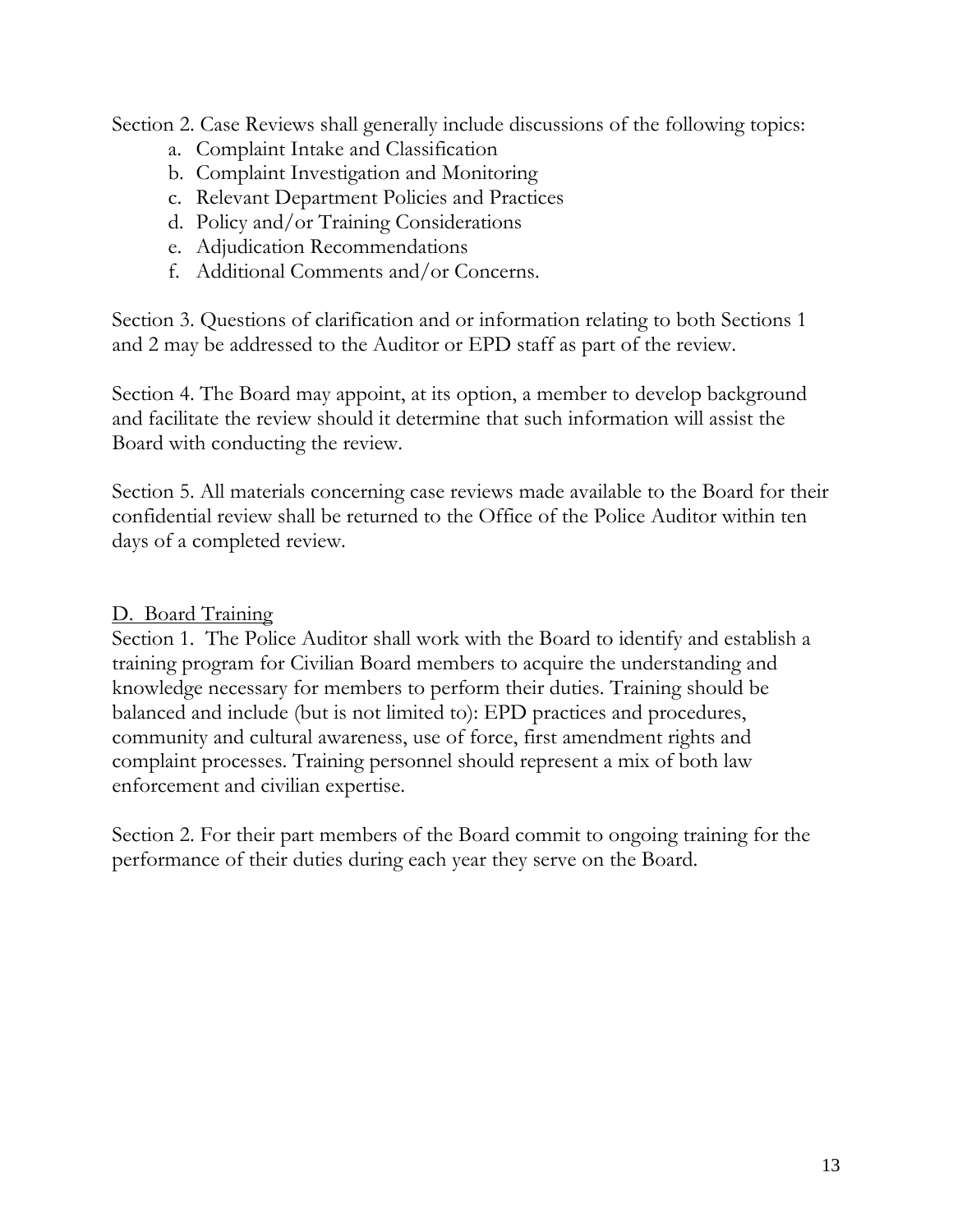Section 2. Case Reviews shall generally include discussions of the following topics:

a. Complaint Intake and Classification
b. Complaint Investigation and Monitoring
c. Relevant Department Policies and Practices
d. Policy and/or Training Considerations
e. Adjudication Recommendations
f. Additional Comments and/or Concerns.

Section 3. Questions of clarification and or information relating to both Sections 1 and 2 may be addressed to the Auditor or EPD staff as part of the review.

Section 4. The Board may appoint, at its option, a member to develop background and facilitate the review should it determine that such information will assist the Board with conducting the review.

Section 5. All materials concerning case reviews made available to the Board for their confidential review shall be returned to the Office of the Police Auditor within ten days of a completed review.

D. Board Training

Section 1. The Police Auditor shall work with the Board to identify and establish a training program for Civilian Board members to acquire the understanding and knowledge necessary for members to perform their duties. Training should be balanced and include (but is not limited to): EPD practices and procedures, community and cultural awareness, use of force, first amendment rights and complaint processes. Training personnel should represent a mix of both law enforcement and civilian expertise.

Section 2. For their part members of the Board commit to ongoing training for the performance of their duties during each year they serve on the Board.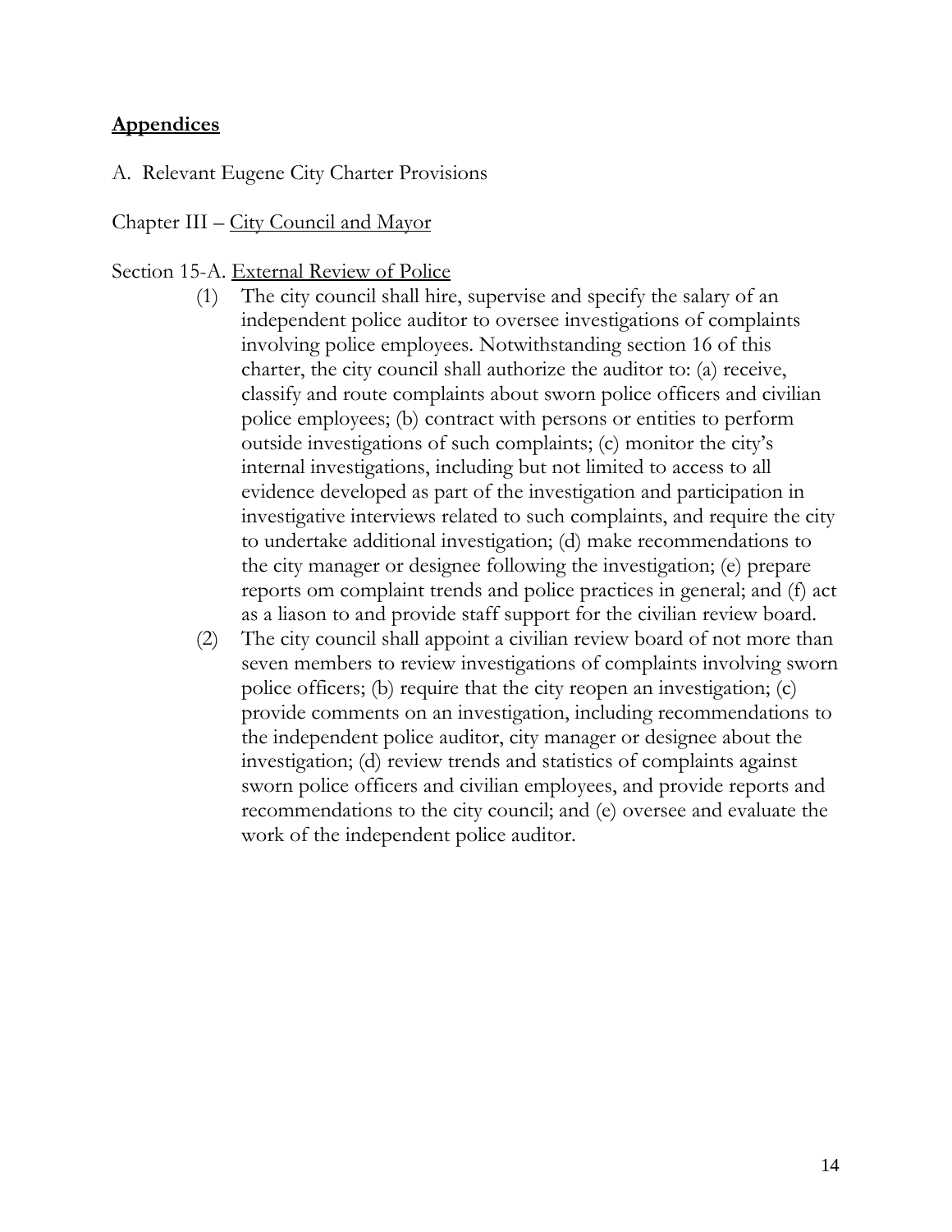## **Appendices**

A. Relevant Eugene City Charter Provisions

Chapter III – City Council and Mayor

Section 15-A. External Review of Police

(1) The city council shall hire, supervise and specify the salary of an independent police auditor to oversee investigations of complaints involving police employees. Notwithstanding section 16 of this charter, the city council shall authorize the auditor to: (a) receive, classify and route complaints about sworn police officers and civilian police employees; (b) contract with persons or entities to perform outside investigations of such complaints; (c) monitor the city's internal investigations, including but not limited to access to all evidence developed as part of the investigation and participation in investigative interviews related to such complaints, and require the city to undertake additional investigation; (d) make recommendations to the city manager or designee following the investigation; (e) prepare reports om complaint trends and police practices in general; and (f) act as a liason to and provide staff support for the civilian review board.

(2) The city council shall appoint a civilian review board of not more than seven members to review investigations of complaints involving sworn police officers; (b) require that the city reopen an investigation; (c) provide comments on an investigation, including recommendations to the independent police auditor, city manager or designee about the investigation; (d) review trends and statistics of complaints against sworn police officers and civilian employees, and provide reports and recommendations to the city council; and (e) oversee and evaluate the work of the independent police auditor.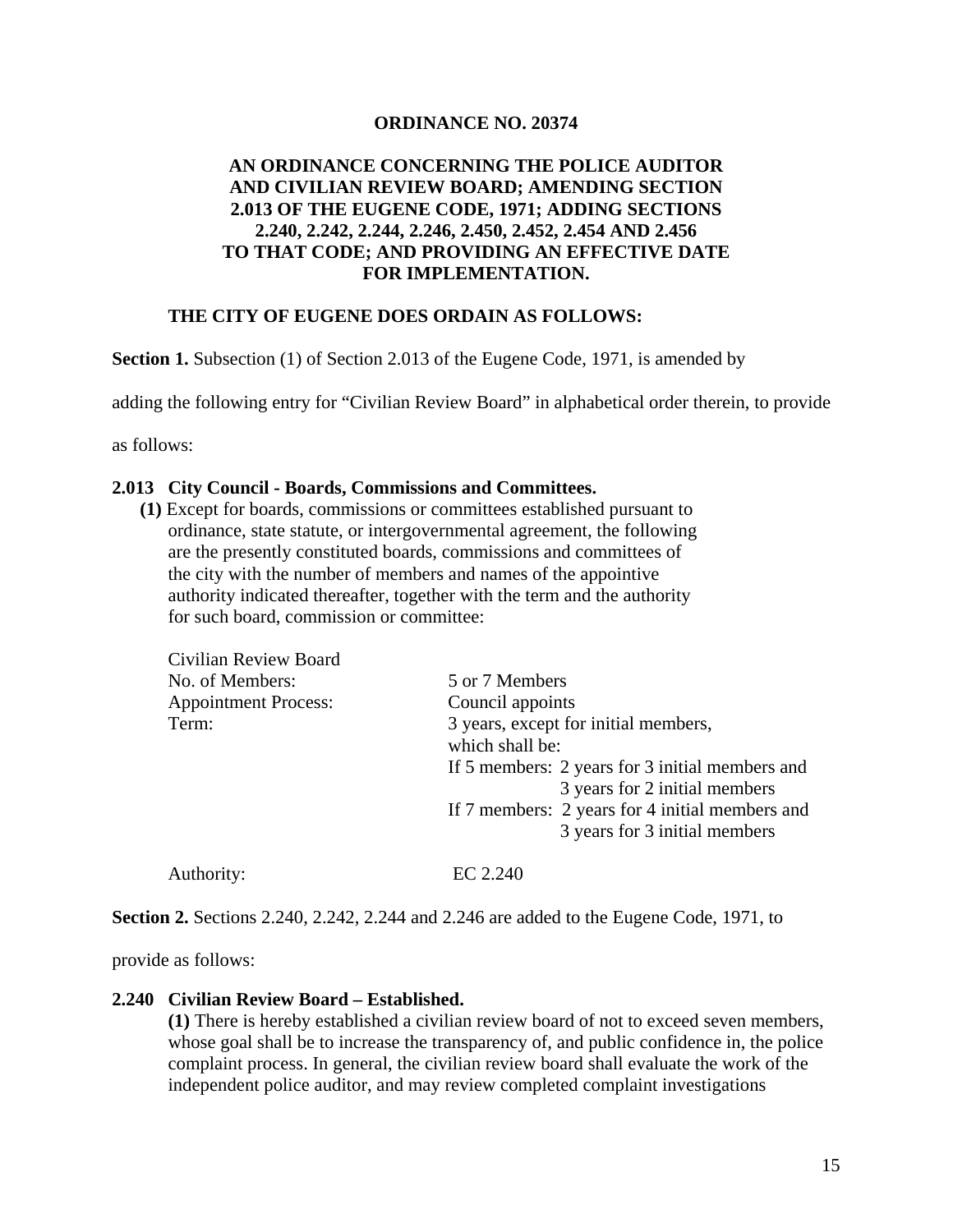**ORDINANCE NO. 20374**

**AN ORDINANCE CONCERNING THE POLICE AUDITOR AND CIVILIAN REVIEW BOARD; AMENDING SECTION 2.013 OF THE EUGENE CODE, 1971; ADDING SECTIONS 2.240, 2.242, 2.244, 2.246, 2.450, 2.452, 2.454 AND 2.456 TO THAT CODE; AND PROVIDING AN EFFECTIVE DATE FOR IMPLEMENTATION.**

**THE CITY OF EUGENE DOES ORDAIN AS FOLLOWS:**

**Section 1.** Subsection (1) of Section 2.013 of the Eugene Code, 1971, is amended by adding the following entry for "Civilian Review Board" in alphabetical order therein, to provide as follows:

**2.013 City Council - Boards, Commissions and Committees.**

**(1)** Except for boards, commissions or committees established pursuant to ordinance, state statute, or intergovernmental agreement, the following are the presently constituted boards, commissions and committees of the city with the number of members and names of the appointive authority indicated thereafter, together with the term and the authority for such board, commission or committee:

| Civilian Review Board | |
|---|---|
| No. of Members: | 5 or 7 Members |
| Appointment Process: | Council appoints |
| Term: | 3 years, except for initial members, which shall be: If 5 members: 2 years for 3 initial members and 3 years for 2 initial members If 7 members: 2 years for 4 initial members and 3 years for 3 initial members |
| Authority: | EC 2.240 |

**Section 2.** Sections 2.240, 2.242, 2.244 and 2.246 are added to the Eugene Code, 1971, to provide as follows:

**2.240 Civilian Review Board – Established.**

**(1)** There is hereby established a civilian review board of not to exceed seven members, whose goal shall be to increase the transparency of, and public confidence in, the police complaint process. In general, the civilian review board shall evaluate the work of the independent police auditor, and may review completed complaint investigations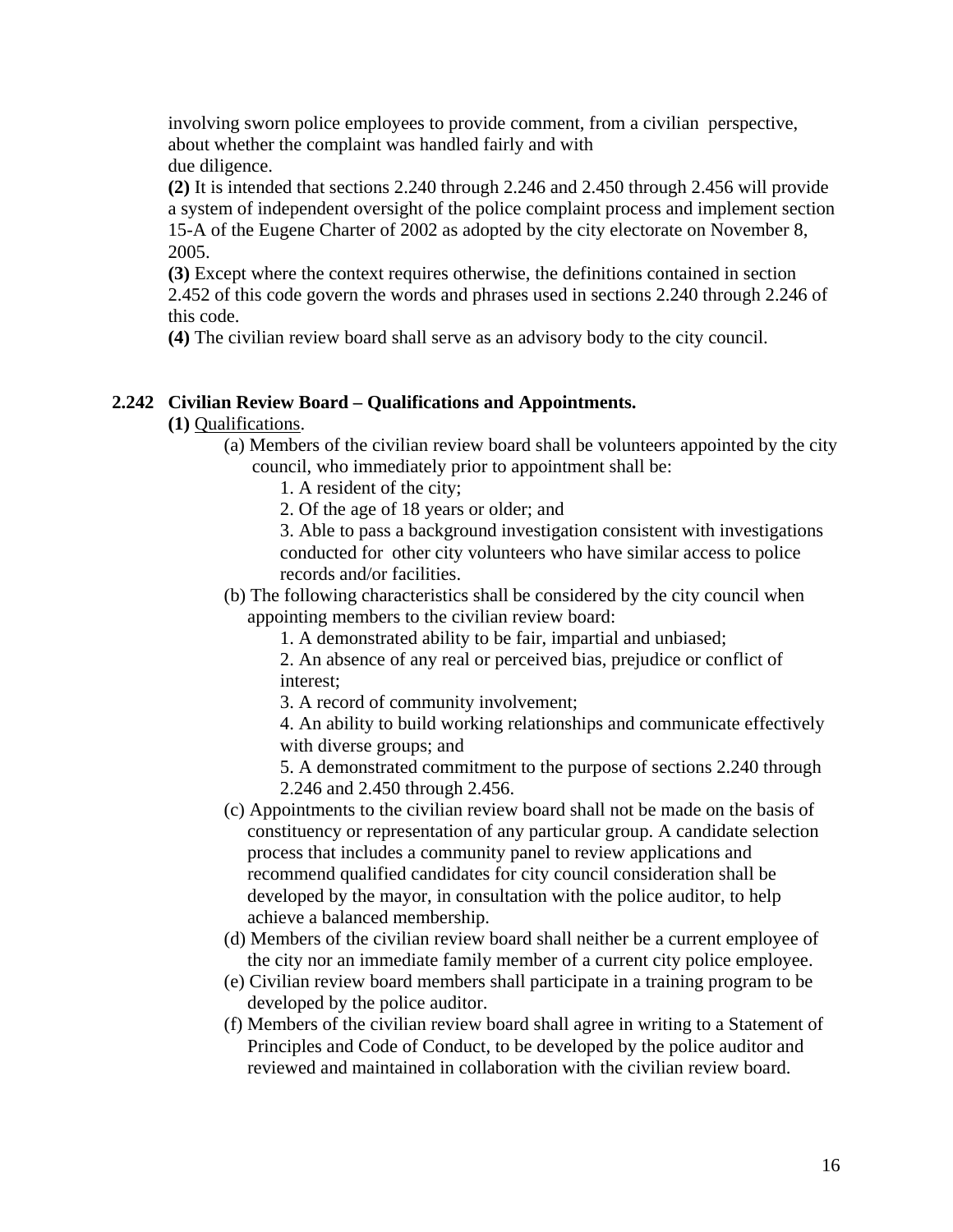involving sworn police employees to provide comment, from a civilian perspective, about whether the complaint was handled fairly and with due diligence.

**(2)** It is intended that sections 2.240 through 2.246 and 2.450 through 2.456 will provide a system of independent oversight of the police complaint process and implement section 15-A of the Eugene Charter of 2002 as adopted by the city electorate on November 8, 2005.

**(3)** Except where the context requires otherwise, the definitions contained in section 2.452 of this code govern the words and phrases used in sections 2.240 through 2.246 of this code.

**(4)** The civilian review board shall serve as an advisory body to the city council.

### 2.242 Civilian Review Board – Qualifications and Appointments.

**(1)** <u>Qualifications</u>.

(a) Members of the civilian review board shall be volunteers appointed by the city council, who immediately prior to appointment shall be:

1. A resident of the city;
2. Of the age of 18 years or older; and
3. Able to pass a background investigation consistent with investigations conducted for other city volunteers who have similar access to police records and/or facilities.

(b) The following characteristics shall be considered by the city council when appointing members to the civilian review board:

1. A demonstrated ability to be fair, impartial and unbiased;
2. An absence of any real or perceived bias, prejudice or conflict of interest;
3. A record of community involvement;
4. An ability to build working relationships and communicate effectively with diverse groups; and
5. A demonstrated commitment to the purpose of sections 2.240 through 2.246 and 2.450 through 2.456.

(c) Appointments to the civilian review board shall not be made on the basis of constituency or representation of any particular group. A candidate selection process that includes a community panel to review applications and recommend qualified candidates for city council consideration shall be developed by the mayor, in consultation with the police auditor, to help achieve a balanced membership.

(d) Members of the civilian review board shall neither be a current employee of the city nor an immediate family member of a current city police employee.

(e) Civilian review board members shall participate in a training program to be developed by the police auditor.

(f) Members of the civilian review board shall agree in writing to a Statement of Principles and Code of Conduct, to be developed by the police auditor and reviewed and maintained in collaboration with the civilian review board.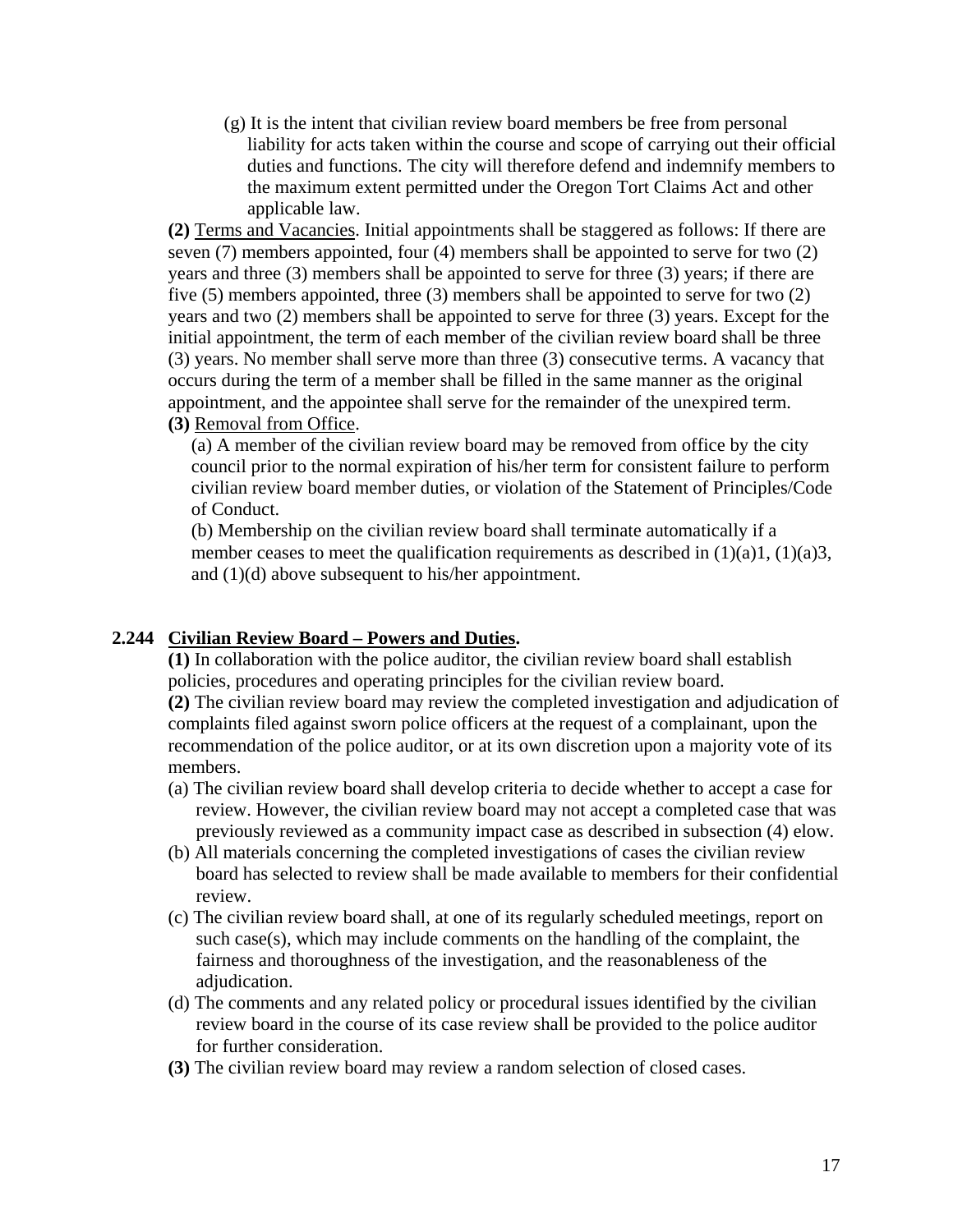(g) It is the intent that civilian review board members be free from personal liability for acts taken within the course and scope of carrying out their official duties and functions. The city will therefore defend and indemnify members to the maximum extent permitted under the Oregon Tort Claims Act and other applicable law.

**(2)** Terms and Vacancies. Initial appointments shall be staggered as follows: If there are seven (7) members appointed, four (4) members shall be appointed to serve for two (2) years and three (3) members shall be appointed to serve for three (3) years; if there are five (5) members appointed, three (3) members shall be appointed to serve for two (2) years and two (2) members shall be appointed to serve for three (3) years. Except for the initial appointment, the term of each member of the civilian review board shall be three (3) years. No member shall serve more than three (3) consecutive terms. A vacancy that occurs during the term of a member shall be filled in the same manner as the original appointment, and the appointee shall serve for the remainder of the unexpired term.

**(3)** Removal from Office.

(a) A member of the civilian review board may be removed from office by the city council prior to the normal expiration of his/her term for consistent failure to perform civilian review board member duties, or violation of the Statement of Principles/Code of Conduct.

(b) Membership on the civilian review board shall terminate automatically if a member ceases to meet the qualification requirements as described in (1)(a)1, (1)(a)3, and (1)(d) above subsequent to his/her appointment.

## 2.244 Civilian Review Board – Powers and Duties.

**(1)** In collaboration with the police auditor, the civilian review board shall establish policies, procedures and operating principles for the civilian review board.

**(2)** The civilian review board may review the completed investigation and adjudication of complaints filed against sworn police officers at the request of a complainant, upon the recommendation of the police auditor, or at its own discretion upon a majority vote of its members.

(a) The civilian review board shall develop criteria to decide whether to accept a case for review. However, the civilian review board may not accept a completed case that was previously reviewed as a community impact case as described in subsection (4) elow.

(b) All materials concerning the completed investigations of cases the civilian review board has selected to review shall be made available to members for their confidential review.

(c) The civilian review board shall, at one of its regularly scheduled meetings, report on such case(s), which may include comments on the handling of the complaint, the fairness and thoroughness of the investigation, and the reasonableness of the adjudication.

(d) The comments and any related policy or procedural issues identified by the civilian review board in the course of its case review shall be provided to the police auditor for further consideration.

**(3)** The civilian review board may review a random selection of closed cases.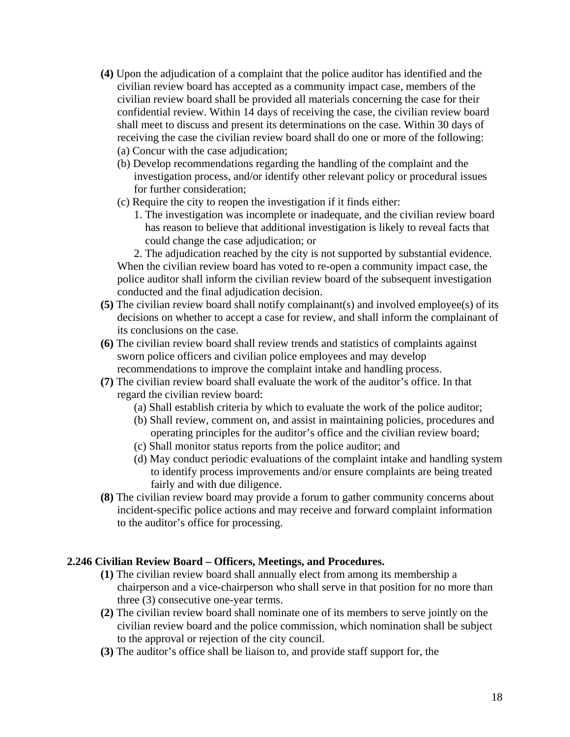**(4)** Upon the adjudication of a complaint that the police auditor has identified and the civilian review board has accepted as a community impact case, members of the civilian review board shall be provided all materials concerning the case for their confidential review. Within 14 days of receiving the case, the civilian review board shall meet to discuss and present its determinations on the case. Within 30 days of receiving the case the civilian review board shall do one or more of the following:

(a) Concur with the case adjudication;

(b) Develop recommendations regarding the handling of the complaint and the investigation process, and/or identify other relevant policy or procedural issues for further consideration;

(c) Require the city to reopen the investigation if it finds either:

1. The investigation was incomplete or inadequate, and the civilian review board has reason to believe that additional investigation is likely to reveal facts that could change the case adjudication; or
2. The adjudication reached by the city is not supported by substantial evidence.

When the civilian review board has voted to re-open a community impact case, the police auditor shall inform the civilian review board of the subsequent investigation conducted and the final adjudication decision.

**(5)** The civilian review board shall notify complainant(s) and involved employee(s) of its decisions on whether to accept a case for review, and shall inform the complainant of its conclusions on the case.

**(6)** The civilian review board shall review trends and statistics of complaints against sworn police officers and civilian police employees and may develop recommendations to improve the complaint intake and handling process.

**(7)** The civilian review board shall evaluate the work of the auditor's office. In that regard the civilian review board:

(a) Shall establish criteria by which to evaluate the work of the police auditor;

(b) Shall review, comment on, and assist in maintaining policies, procedures and operating principles for the auditor's office and the civilian review board;

(c) Shall monitor status reports from the police auditor; and

(d) May conduct periodic evaluations of the complaint intake and handling system to identify process improvements and/or ensure complaints are being treated fairly and with due diligence.

**(8)** The civilian review board may provide a forum to gather community concerns about incident-specific police actions and may receive and forward complaint information to the auditor's office for processing.

**2.246 Civilian Review Board – Officers, Meetings, and Procedures.**

**(1)** The civilian review board shall annually elect from among its membership a chairperson and a vice-chairperson who shall serve in that position for no more than three (3) consecutive one-year terms.

**(2)** The civilian review board shall nominate one of its members to serve jointly on the civilian review board and the police commission, which nomination shall be subject to the approval or rejection of the city council.

**(3)** The auditor's office shall be liaison to, and provide staff support for, the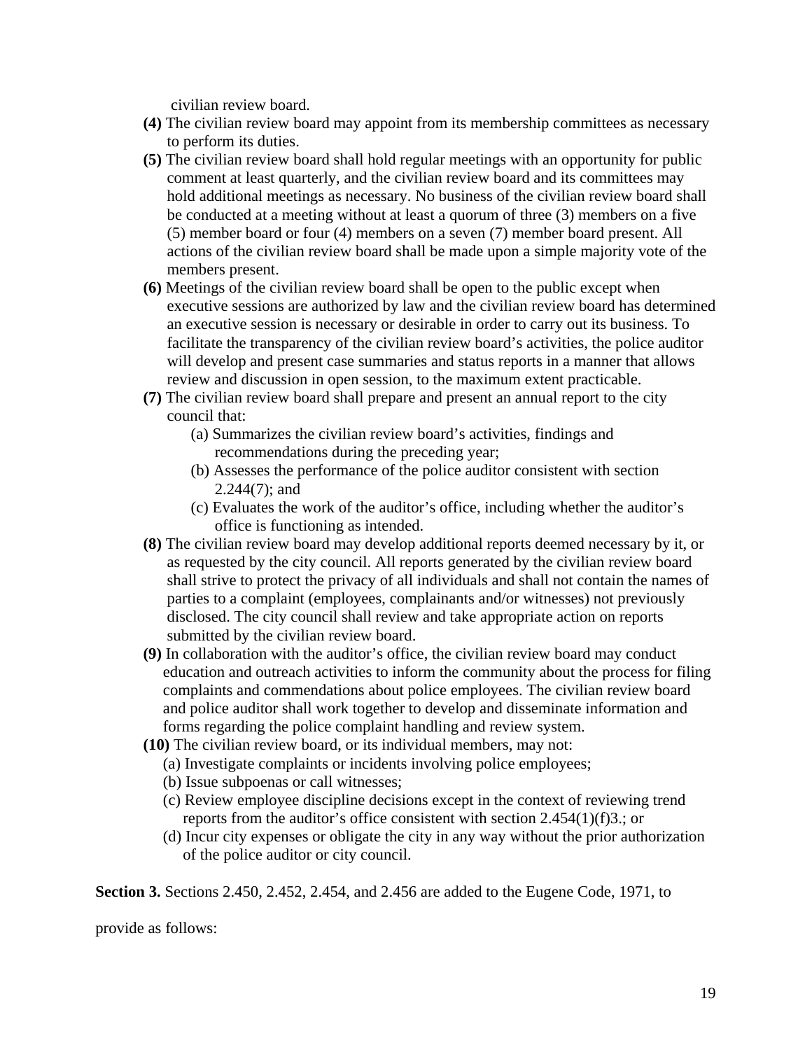civilian review board.

**(4)** The civilian review board may appoint from its membership committees as necessary to perform its duties.

**(5)** The civilian review board shall hold regular meetings with an opportunity for public comment at least quarterly, and the civilian review board and its committees may hold additional meetings as necessary. No business of the civilian review board shall be conducted at a meeting without at least a quorum of three (3) members on a five (5) member board or four (4) members on a seven (7) member board present. All actions of the civilian review board shall be made upon a simple majority vote of the members present.

**(6)** Meetings of the civilian review board shall be open to the public except when executive sessions are authorized by law and the civilian review board has determined an executive session is necessary or desirable in order to carry out its business. To facilitate the transparency of the civilian review board's activities, the police auditor will develop and present case summaries and status reports in a manner that allows review and discussion in open session, to the maximum extent practicable.

**(7)** The civilian review board shall prepare and present an annual report to the city council that:

(a) Summarizes the civilian review board's activities, findings and recommendations during the preceding year;

(b) Assesses the performance of the police auditor consistent with section 2.244(7); and

(c) Evaluates the work of the auditor's office, including whether the auditor's office is functioning as intended.

**(8)** The civilian review board may develop additional reports deemed necessary by it, or as requested by the city council. All reports generated by the civilian review board shall strive to protect the privacy of all individuals and shall not contain the names of parties to a complaint (employees, complainants and/or witnesses) not previously disclosed. The city council shall review and take appropriate action on reports submitted by the civilian review board.

**(9)** In collaboration with the auditor's office, the civilian review board may conduct education and outreach activities to inform the community about the process for filing complaints and commendations about police employees. The civilian review board and police auditor shall work together to develop and disseminate information and forms regarding the police complaint handling and review system.

**(10)** The civilian review board, or its individual members, may not:

(a) Investigate complaints or incidents involving police employees;

(b) Issue subpoenas or call witnesses;

(c) Review employee discipline decisions except in the context of reviewing trend reports from the auditor's office consistent with section 2.454(1)(f)3.; or

(d) Incur city expenses or obligate the city in any way without the prior authorization of the police auditor or city council.

**Section 3.** Sections 2.450, 2.452, 2.454, and 2.456 are added to the Eugene Code, 1971, to provide as follows: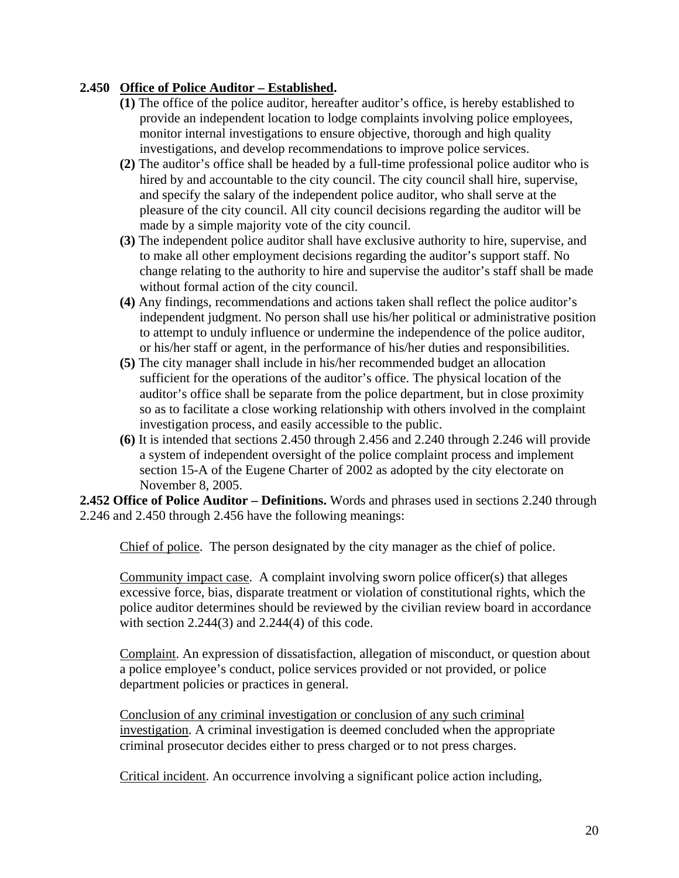**2.450 Office of Police Auditor – Established.**

**(1)** The office of the police auditor, hereafter auditor's office, is hereby established to provide an independent location to lodge complaints involving police employees, monitor internal investigations to ensure objective, thorough and high quality investigations, and develop recommendations to improve police services.

**(2)** The auditor's office shall be headed by a full-time professional police auditor who is hired by and accountable to the city council. The city council shall hire, supervise, and specify the salary of the independent police auditor, who shall serve at the pleasure of the city council. All city council decisions regarding the auditor will be made by a simple majority vote of the city council.

**(3)** The independent police auditor shall have exclusive authority to hire, supervise, and to make all other employment decisions regarding the auditor's support staff. No change relating to the authority to hire and supervise the auditor's staff shall be made without formal action of the city council.

**(4)** Any findings, recommendations and actions taken shall reflect the police auditor's independent judgment. No person shall use his/her political or administrative position to attempt to unduly influence or undermine the independence of the police auditor, or his/her staff or agent, in the performance of his/her duties and responsibilities.

**(5)** The city manager shall include in his/her recommended budget an allocation sufficient for the operations of the auditor's office. The physical location of the auditor's office shall be separate from the police department, but in close proximity so as to facilitate a close working relationship with others involved in the complaint investigation process, and easily accessible to the public.

**(6)** It is intended that sections 2.450 through 2.456 and 2.240 through 2.246 will provide a system of independent oversight of the police complaint process and implement section 15-A of the Eugene Charter of 2002 as adopted by the city electorate on November 8, 2005.

**2.452 Office of Police Auditor – Definitions.** Words and phrases used in sections 2.240 through 2.246 and 2.450 through 2.456 have the following meanings:

Chief of police. The person designated by the city manager as the chief of police.

Community impact case. A complaint involving sworn police officer(s) that alleges excessive force, bias, disparate treatment or violation of constitutional rights, which the police auditor determines should be reviewed by the civilian review board in accordance with section 2.244(3) and 2.244(4) of this code.

Complaint. An expression of dissatisfaction, allegation of misconduct, or question about a police employee's conduct, police services provided or not provided, or police department policies or practices in general.

Conclusion of any criminal investigation or conclusion of any such criminal investigation. A criminal investigation is deemed concluded when the appropriate criminal prosecutor decides either to press charged or to not press charges.

Critical incident. An occurrence involving a significant police action including,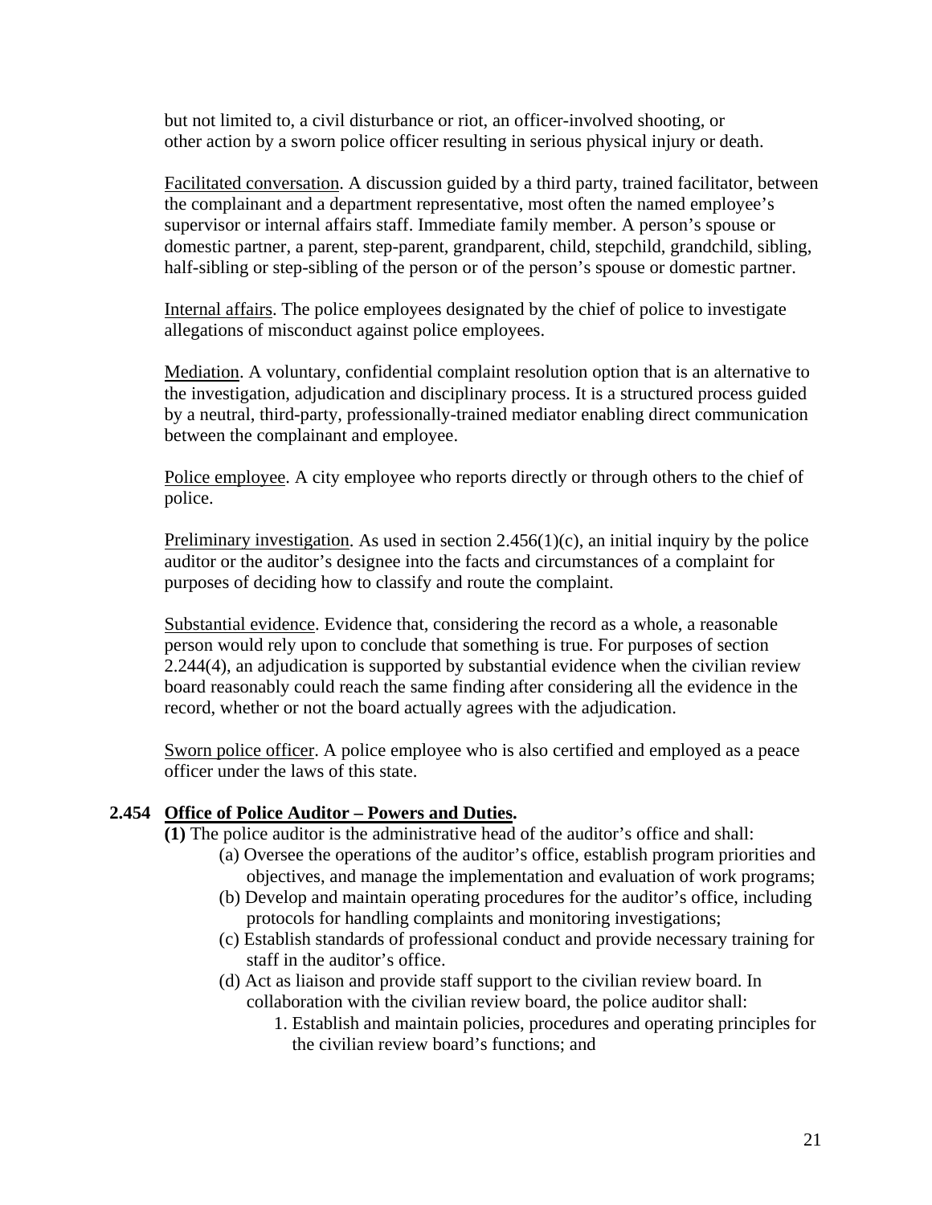but not limited to, a civil disturbance or riot, an officer-involved shooting, or other action by a sworn police officer resulting in serious physical injury or death.

Facilitated conversation. A discussion guided by a third party, trained facilitator, between the complainant and a department representative, most often the named employee's supervisor or internal affairs staff. Immediate family member. A person's spouse or domestic partner, a parent, step-parent, grandparent, child, stepchild, grandchild, sibling, half-sibling or step-sibling of the person or of the person's spouse or domestic partner.

Internal affairs. The police employees designated by the chief of police to investigate allegations of misconduct against police employees.

Mediation. A voluntary, confidential complaint resolution option that is an alternative to the investigation, adjudication and disciplinary process. It is a structured process guided by a neutral, third-party, professionally-trained mediator enabling direct communication between the complainant and employee.

Police employee. A city employee who reports directly or through others to the chief of police.

Preliminary investigation. As used in section 2.456(1)(c), an initial inquiry by the police auditor or the auditor's designee into the facts and circumstances of a complaint for purposes of deciding how to classify and route the complaint.

Substantial evidence. Evidence that, considering the record as a whole, a reasonable person would rely upon to conclude that something is true. For purposes of section 2.244(4), an adjudication is supported by substantial evidence when the civilian review board reasonably could reach the same finding after considering all the evidence in the record, whether or not the board actually agrees with the adjudication.

Sworn police officer. A police employee who is also certified and employed as a peace officer under the laws of this state.

**2.454 Office of Police Auditor – Powers and Duties.**

**(1)** The police auditor is the administrative head of the auditor's office and shall:

(a) Oversee the operations of the auditor's office, establish program priorities and objectives, and manage the implementation and evaluation of work programs;

(b) Develop and maintain operating procedures for the auditor's office, including protocols for handling complaints and monitoring investigations;

(c) Establish standards of professional conduct and provide necessary training for staff in the auditor's office.

(d) Act as liaison and provide staff support to the civilian review board. In collaboration with the civilian review board, the police auditor shall:

1. Establish and maintain policies, procedures and operating principles for the civilian review board's functions; and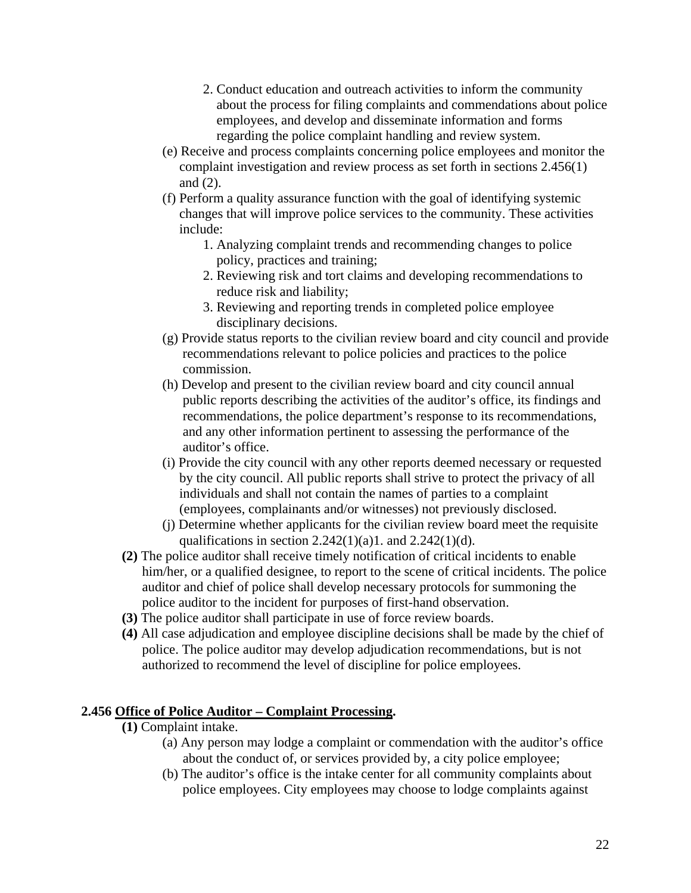2. Conduct education and outreach activities to inform the community about the process for filing complaints and commendations about police employees, and develop and disseminate information and forms regarding the police complaint handling and review system.

(e) Receive and process complaints concerning police employees and monitor the complaint investigation and review process as set forth in sections 2.456(1) and (2).

(f) Perform a quality assurance function with the goal of identifying systemic changes that will improve police services to the community. These activities include:

1. Analyzing complaint trends and recommending changes to police policy, practices and training;
2. Reviewing risk and tort claims and developing recommendations to reduce risk and liability;
3. Reviewing and reporting trends in completed police employee disciplinary decisions.

(g) Provide status reports to the civilian review board and city council and provide recommendations relevant to police policies and practices to the police commission.

(h) Develop and present to the civilian review board and city council annual public reports describing the activities of the auditor's office, its findings and recommendations, the police department's response to its recommendations, and any other information pertinent to assessing the performance of the auditor's office.

(i) Provide the city council with any other reports deemed necessary or requested by the city council. All public reports shall strive to protect the privacy of all individuals and shall not contain the names of parties to a complaint (employees, complainants and/or witnesses) not previously disclosed.

(j) Determine whether applicants for the civilian review board meet the requisite qualifications in section 2.242(1)(a)1. and 2.242(1)(d).

**(2)** The police auditor shall receive timely notification of critical incidents to enable him/her, or a qualified designee, to report to the scene of critical incidents. The police auditor and chief of police shall develop necessary protocols for summoning the police auditor to the incident for purposes of first-hand observation.

**(3)** The police auditor shall participate in use of force review boards.

**(4)** All case adjudication and employee discipline decisions shall be made by the chief of police. The police auditor may develop adjudication recommendations, but is not authorized to recommend the level of discipline for police employees.

**2.456 <u>Office of Police Auditor – Complaint Processing</u>.**

**(1)** Complaint intake.

(a) Any person may lodge a complaint or commendation with the auditor's office about the conduct of, or services provided by, a city police employee;

(b) The auditor's office is the intake center for all community complaints about police employees. City employees may choose to lodge complaints against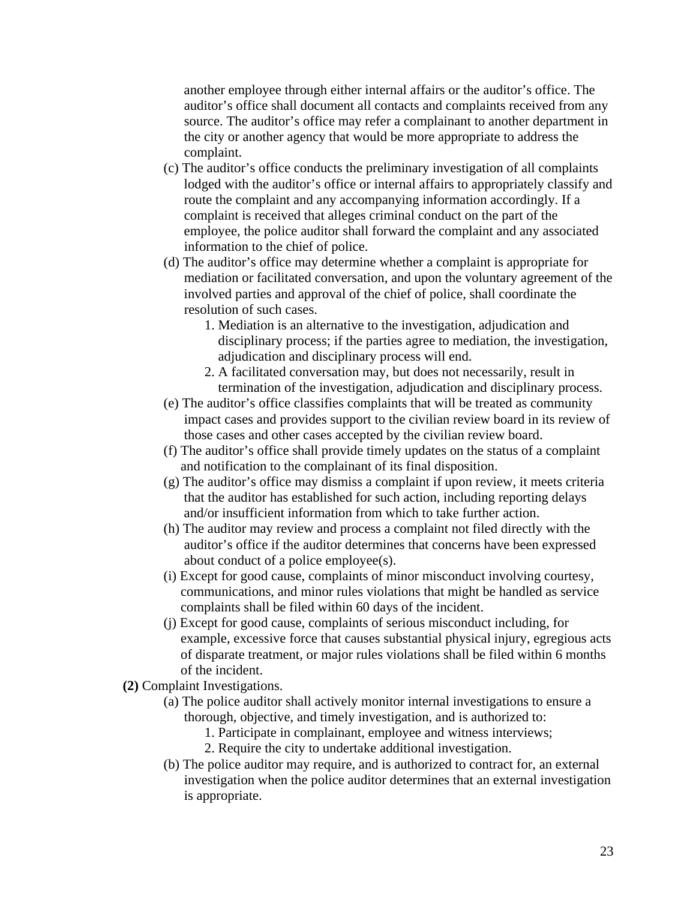another employee through either internal affairs or the auditor's office. The auditor's office shall document all contacts and complaints received from any source. The auditor's office may refer a complainant to another department in the city or another agency that would be more appropriate to address the complaint.

(c) The auditor's office conducts the preliminary investigation of all complaints lodged with the auditor's office or internal affairs to appropriately classify and route the complaint and any accompanying information accordingly. If a complaint is received that alleges criminal conduct on the part of the employee, the police auditor shall forward the complaint and any associated information to the chief of police.

(d) The auditor's office may determine whether a complaint is appropriate for mediation or facilitated conversation, and upon the voluntary agreement of the involved parties and approval of the chief of police, shall coordinate the resolution of such cases.

1. Mediation is an alternative to the investigation, adjudication and disciplinary process; if the parties agree to mediation, the investigation, adjudication and disciplinary process will end.
2. A facilitated conversation may, but does not necessarily, result in termination of the investigation, adjudication and disciplinary process.

(e) The auditor's office classifies complaints that will be treated as community impact cases and provides support to the civilian review board in its review of those cases and other cases accepted by the civilian review board.

(f) The auditor's office shall provide timely updates on the status of a complaint and notification to the complainant of its final disposition.

(g) The auditor's office may dismiss a complaint if upon review, it meets criteria that the auditor has established for such action, including reporting delays and/or insufficient information from which to take further action.

(h) The auditor may review and process a complaint not filed directly with the auditor's office if the auditor determines that concerns have been expressed about conduct of a police employee(s).

(i) Except for good cause, complaints of minor misconduct involving courtesy, communications, and minor rules violations that might be handled as service complaints shall be filed within 60 days of the incident.

(j) Except for good cause, complaints of serious misconduct including, for example, excessive force that causes substantial physical injury, egregious acts of disparate treatment, or major rules violations shall be filed within 6 months of the incident.

**(2)** Complaint Investigations.

(a) The police auditor shall actively monitor internal investigations to ensure a thorough, objective, and timely investigation, and is authorized to:

1. Participate in complainant, employee and witness interviews;
2. Require the city to undertake additional investigation.

(b) The police auditor may require, and is authorized to contract for, an external investigation when the police auditor determines that an external investigation is appropriate.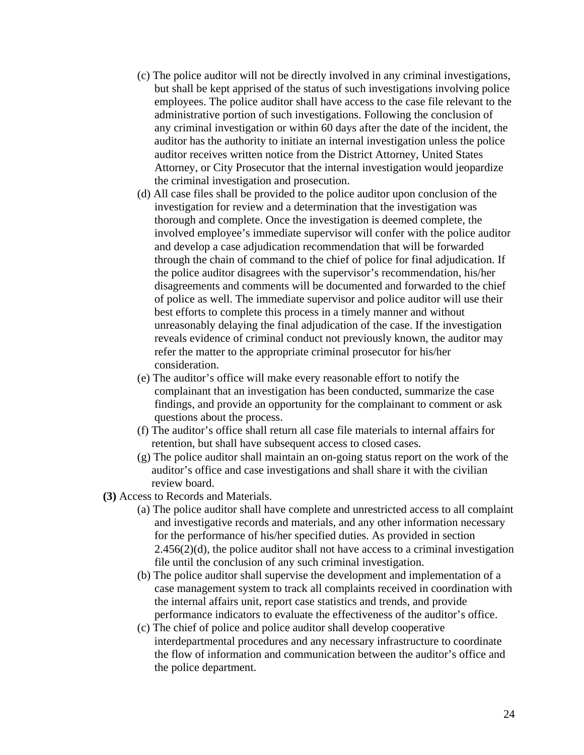(c) The police auditor will not be directly involved in any criminal investigations, but shall be kept apprised of the status of such investigations involving police employees. The police auditor shall have access to the case file relevant to the administrative portion of such investigations. Following the conclusion of any criminal investigation or within 60 days after the date of the incident, the auditor has the authority to initiate an internal investigation unless the police auditor receives written notice from the District Attorney, United States Attorney, or City Prosecutor that the internal investigation would jeopardize the criminal investigation and prosecution.

(d) All case files shall be provided to the police auditor upon conclusion of the investigation for review and a determination that the investigation was thorough and complete. Once the investigation is deemed complete, the involved employee's immediate supervisor will confer with the police auditor and develop a case adjudication recommendation that will be forwarded through the chain of command to the chief of police for final adjudication. If the police auditor disagrees with the supervisor's recommendation, his/her disagreements and comments will be documented and forwarded to the chief of police as well. The immediate supervisor and police auditor will use their best efforts to complete this process in a timely manner and without unreasonably delaying the final adjudication of the case. If the investigation reveals evidence of criminal conduct not previously known, the auditor may refer the matter to the appropriate criminal prosecutor for his/her consideration.

(e) The auditor's office will make every reasonable effort to notify the complainant that an investigation has been conducted, summarize the case findings, and provide an opportunity for the complainant to comment or ask questions about the process.

(f) The auditor's office shall return all case file materials to internal affairs for retention, but shall have subsequent access to closed cases.

(g) The police auditor shall maintain an on-going status report on the work of the auditor's office and case investigations and shall share it with the civilian review board.

**(3)** Access to Records and Materials.

(a) The police auditor shall have complete and unrestricted access to all complaint and investigative records and materials, and any other information necessary for the performance of his/her specified duties. As provided in section 2.456(2)(d), the police auditor shall not have access to a criminal investigation file until the conclusion of any such criminal investigation.

(b) The police auditor shall supervise the development and implementation of a case management system to track all complaints received in coordination with the internal affairs unit, report case statistics and trends, and provide performance indicators to evaluate the effectiveness of the auditor's office.

(c) The chief of police and police auditor shall develop cooperative interdepartmental procedures and any necessary infrastructure to coordinate the flow of information and communication between the auditor's office and the police department.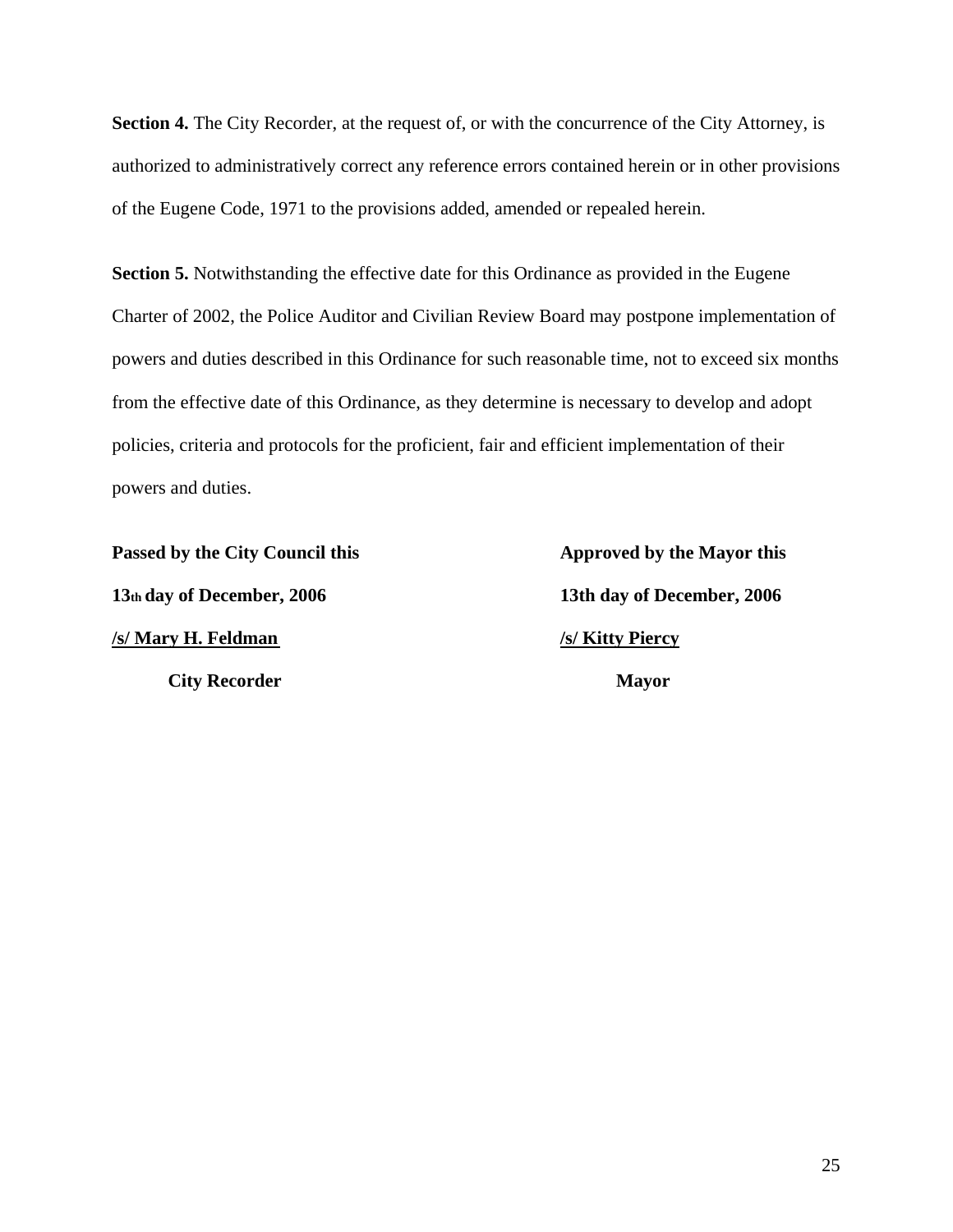**Section 4.** The City Recorder, at the request of, or with the concurrence of the City Attorney, is authorized to administratively correct any reference errors contained herein or in other provisions of the Eugene Code, 1971 to the provisions added, amended or repealed herein.

**Section 5.** Notwithstanding the effective date for this Ordinance as provided in the Eugene Charter of 2002, the Police Auditor and Civilian Review Board may postpone implementation of powers and duties described in this Ordinance for such reasonable time, not to exceed six months from the effective date of this Ordinance, as they determine is necessary to develop and adopt policies, criteria and protocols for the proficient, fair and efficient implementation of their powers and duties.

| | |
|---|---|
| **Passed by the City Council this** | **Approved by the Mayor this** |
| **13th day of December, 2006** | **13th day of December, 2006** |
| **/s/ Mary H. Feldman** | **/s/ Kitty Piercy** |
| **City Recorder** | **Mayor** |